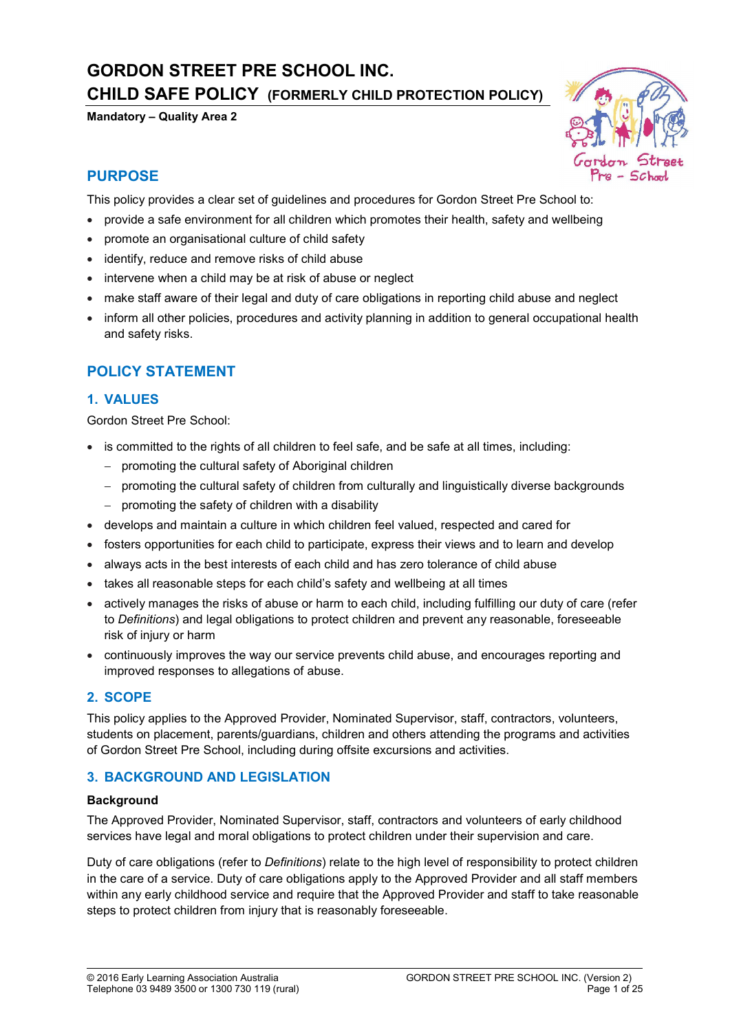# GORDON STREET PRE SCHOOL INC.

# CHILD SAFE POLICY (FORMERLY CHILD PROTECTION POLICY)

**Mandatory – Quality Area 2**

## PURPOSE

This policy provides a clear set of guidelines and procedures for Gordon Street Pre School to:

- provide a safe environment for all children which promotes their health, safety and wellbeing
- promote an organisational culture of child safety
- identify, reduce and remove risks of child abuse
- intervene when a child may be at risk of abuse or neglect
- make staff aware of their legal and duty of care obligations in reporting child abuse and neglect
- inform all other policies, procedures and activity planning in addition to general occupational health and safety risks.

## POLICY STATEMENT

### 1. VALUES

Gordon Street Pre School:

- is committed to the rights of all children to feel safe, and be safe at all times, including:
  - promoting the cultural safety of Aboriginal children
  - promoting the cultural safety of children from culturally and linguistically diverse backgrounds
  - promoting the safety of children with a disability
- develops and maintain a culture in which children feel valued, respected and cared for
- fosters opportunities for each child to participate, express their views and to learn and develop
- always acts in the best interests of each child and has zero tolerance of child abuse
- takes all reasonable steps for each child's safety and wellbeing at all times
- actively manages the risks of abuse or harm to each child, including fulfilling our duty of care (refer to *Definitions*) and legal obligations to protect children and prevent any reasonable, foreseeable risk of injury or harm
- continuously improves the way our service prevents child abuse, and encourages reporting and improved responses to allegations of abuse.

### 2. SCOPE

This policy applies to the Approved Provider, Nominated Supervisor, staff, contractors, volunteers, students on placement, parents/guardians, children and others attending the programs and activities of Gordon Street Pre School, including during offsite excursions and activities.

### 3. BACKGROUND AND LEGISLATION

**Background**

The Approved Provider, Nominated Supervisor, staff, contractors and volunteers of early childhood services have legal and moral obligations to protect children under their supervision and care.

Duty of care obligations (refer to *Definitions*) relate to the high level of responsibility to protect children in the care of a service. Duty of care obligations apply to the Approved Provider and all staff members within any early childhood service and require that the Approved Provider and staff to take reasonable steps to protect children from injury that is reasonably foreseeable.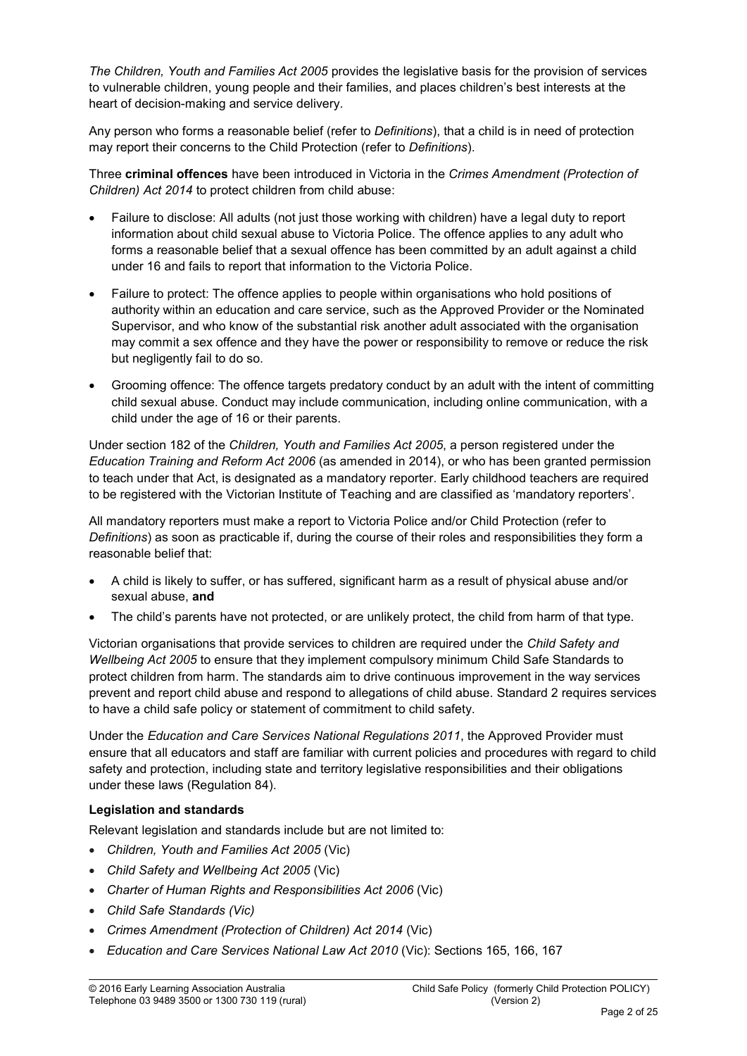*The Children, Youth and Families Act 2005* provides the legislative basis for the provision of services to vulnerable children, young people and their families, and places children's best interests at the heart of decision-making and service delivery.

Any person who forms a reasonable belief (refer to *Definitions*), that a child is in need of protection may report their concerns to the Child Protection (refer to *Definitions*).

Three **criminal offences** have been introduced in Victoria in the *Crimes Amendment (Protection of Children) Act 2014* to protect children from child abuse:

- Failure to disclose: All adults (not just those working with children) have a legal duty to report information about child sexual abuse to Victoria Police. The offence applies to any adult who forms a reasonable belief that a sexual offence has been committed by an adult against a child under 16 and fails to report that information to the Victoria Police.
- Failure to protect: The offence applies to people within organisations who hold positions of authority within an education and care service, such as the Approved Provider or the Nominated Supervisor, and who know of the substantial risk another adult associated with the organisation may commit a sex offence and they have the power or responsibility to remove or reduce the risk but negligently fail to do so.
- Grooming offence: The offence targets predatory conduct by an adult with the intent of committing child sexual abuse. Conduct may include communication, including online communication, with a child under the age of 16 or their parents.

Under section 182 of the *Children, Youth and Families Act 2005*, a person registered under the *Education Training and Reform Act 2006* (as amended in 2014), or who has been granted permission to teach under that Act, is designated as a mandatory reporter. Early childhood teachers are required to be registered with the Victorian Institute of Teaching and are classified as 'mandatory reporters'.

All mandatory reporters must make a report to Victoria Police and/or Child Protection (refer to *Definitions*) as soon as practicable if, during the course of their roles and responsibilities they form a reasonable belief that:

- A child is likely to suffer, or has suffered, significant harm as a result of physical abuse and/or sexual abuse, **and**
- The child's parents have not protected, or are unlikely protect, the child from harm of that type.

Victorian organisations that provide services to children are required under the *Child Safety and Wellbeing Act 2005* to ensure that they implement compulsory minimum Child Safe Standards to protect children from harm. The standards aim to drive continuous improvement in the way services prevent and report child abuse and respond to allegations of child abuse. Standard 2 requires services to have a child safe policy or statement of commitment to child safety.

Under the *Education and Care Services National Regulations 2011*, the Approved Provider must ensure that all educators and staff are familiar with current policies and procedures with regard to child safety and protection, including state and territory legislative responsibilities and their obligations under these laws (Regulation 84).

**Legislation and standards**

Relevant legislation and standards include but are not limited to:

- *Children, Youth and Families Act 2005* (Vic)
- *Child Safety and Wellbeing Act 2005* (Vic)
- *Charter of Human Rights and Responsibilities Act 2006* (Vic)
- *Child Safe Standards (Vic)*
- *Crimes Amendment (Protection of Children) Act 2014* (Vic)
- *Education and Care Services National Law Act 2010* (Vic): Sections 165, 166, 167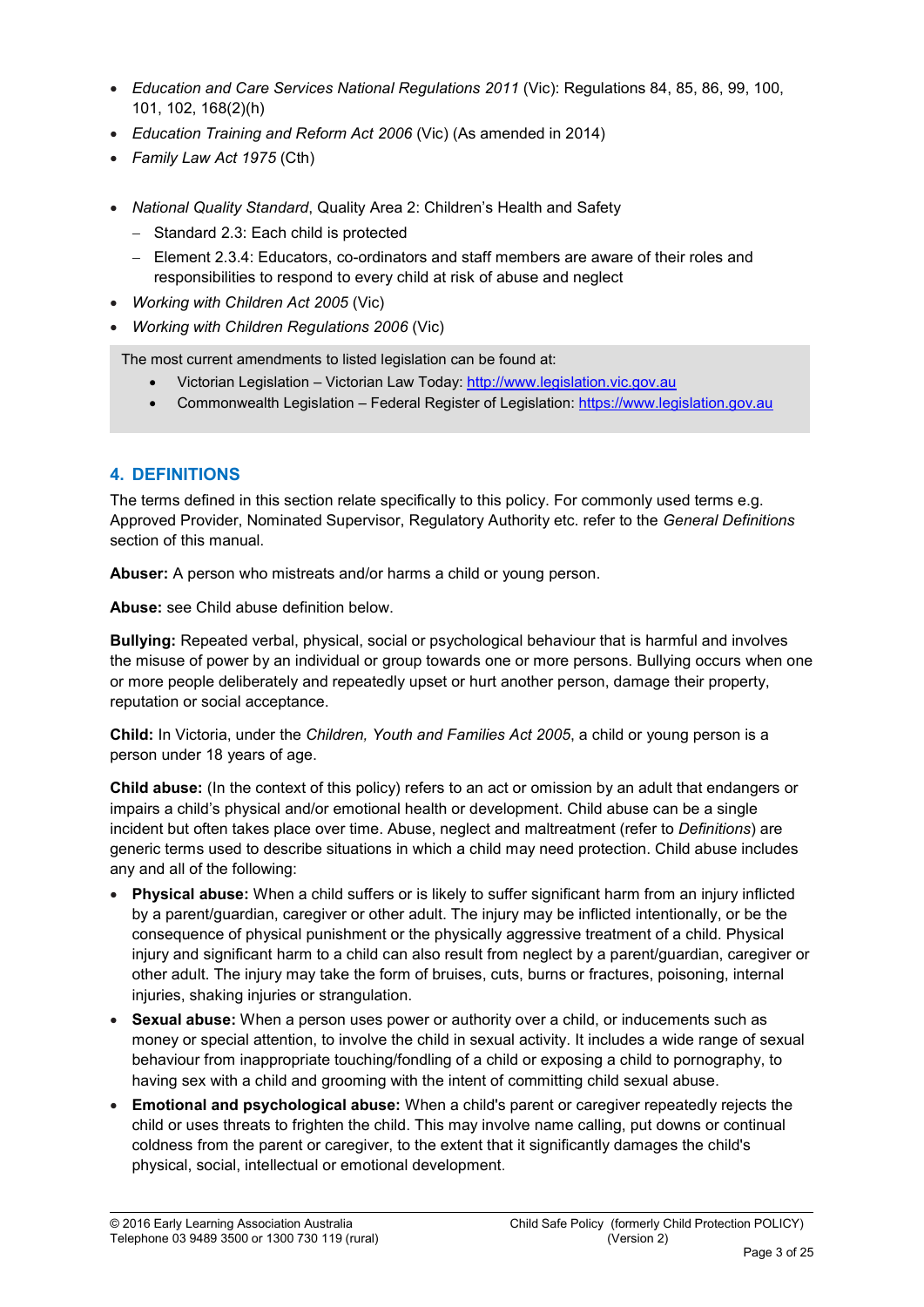- *Education and Care Services National Regulations 2011* (Vic): Regulations 84, 85, 86, 99, 100, 101, 102, 168(2)(h)
- *Education Training and Reform Act 2006* (Vic) (As amended in 2014)
- *Family Law Act 1975* (Cth)

- *National Quality Standard*, Quality Area 2: Children's Health and Safety
  - Standard 2.3: Each child is protected
  - Element 2.3.4: Educators, co-ordinators and staff members are aware of their roles and responsibilities to respond to every child at risk of abuse and neglect
- *Working with Children Act 2005* (Vic)
- *Working with Children Regulations 2006* (Vic)

The most current amendments to listed legislation can be found at:

- Victorian Legislation – Victorian Law Today: http://www.legislation.vic.gov.au
- Commonwealth Legislation – Federal Register of Legislation: https://www.legislation.gov.au

## 4. DEFINITIONS

The terms defined in this section relate specifically to this policy. For commonly used terms e.g. Approved Provider, Nominated Supervisor, Regulatory Authority etc. refer to the *General Definitions* section of this manual.

**Abuser:** A person who mistreats and/or harms a child or young person.

**Abuse:** see Child abuse definition below.

**Bullying:** Repeated verbal, physical, social or psychological behaviour that is harmful and involves the misuse of power by an individual or group towards one or more persons. Bullying occurs when one or more people deliberately and repeatedly upset or hurt another person, damage their property, reputation or social acceptance.

**Child:** In Victoria, under the *Children, Youth and Families Act 2005*, a child or young person is a person under 18 years of age.

**Child abuse:** (In the context of this policy) refers to an act or omission by an adult that endangers or impairs a child's physical and/or emotional health or development. Child abuse can be a single incident but often takes place over time. Abuse, neglect and maltreatment (refer to *Definitions*) are generic terms used to describe situations in which a child may need protection. Child abuse includes any and all of the following:

- **Physical abuse:** When a child suffers or is likely to suffer significant harm from an injury inflicted by a parent/guardian, caregiver or other adult. The injury may be inflicted intentionally, or be the consequence of physical punishment or the physically aggressive treatment of a child. Physical injury and significant harm to a child can also result from neglect by a parent/guardian, caregiver or other adult. The injury may take the form of bruises, cuts, burns or fractures, poisoning, internal injuries, shaking injuries or strangulation.
- **Sexual abuse:** When a person uses power or authority over a child, or inducements such as money or special attention, to involve the child in sexual activity. It includes a wide range of sexual behaviour from inappropriate touching/fondling of a child or exposing a child to pornography, to having sex with a child and grooming with the intent of committing child sexual abuse.
- **Emotional and psychological abuse:** When a child's parent or caregiver repeatedly rejects the child or uses threats to frighten the child. This may involve name calling, put downs or continual coldness from the parent or caregiver, to the extent that it significantly damages the child's physical, social, intellectual or emotional development.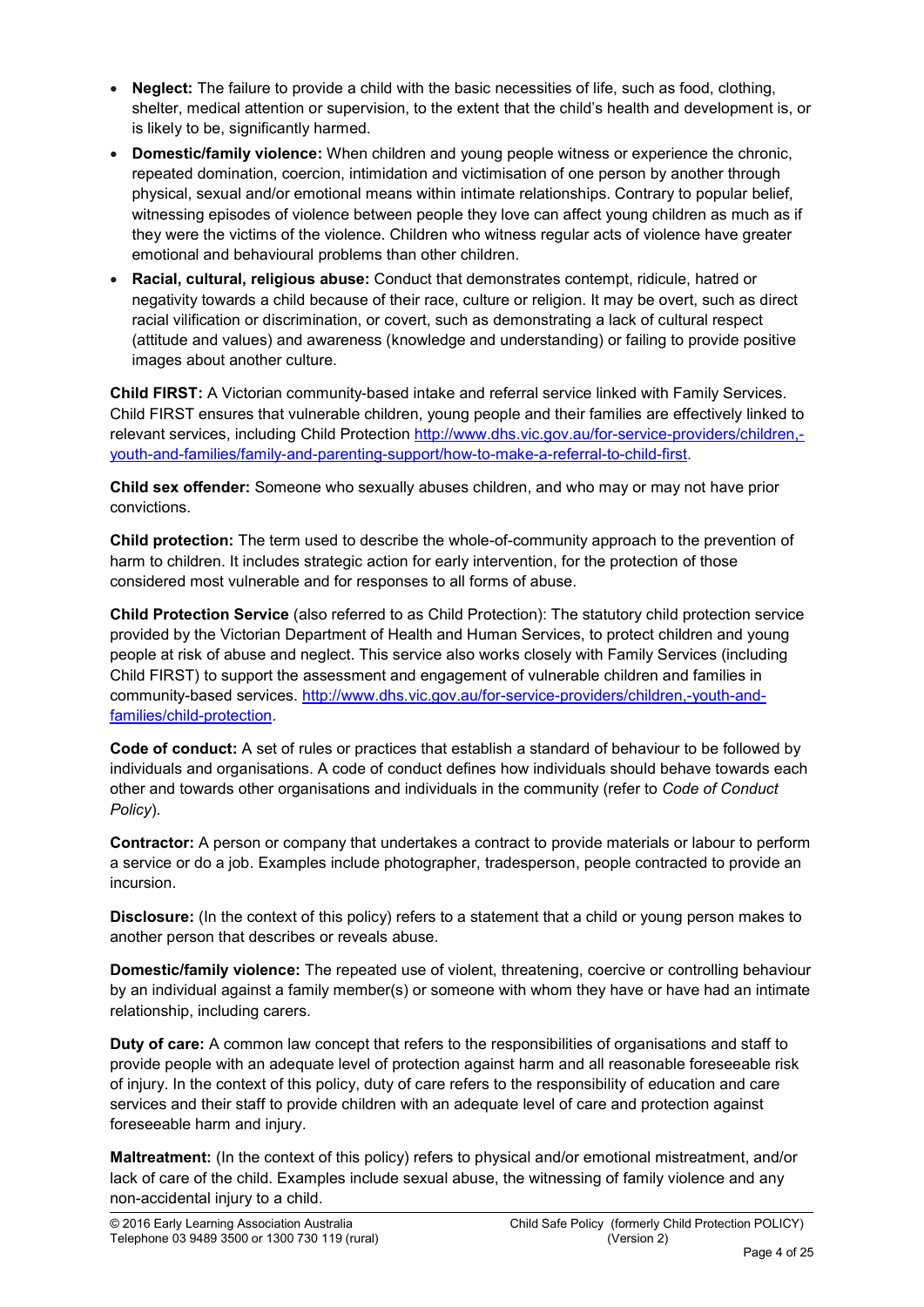- **Neglect:** The failure to provide a child with the basic necessities of life, such as food, clothing, shelter, medical attention or supervision, to the extent that the child's health and development is, or is likely to be, significantly harmed.
- **Domestic/family violence:** When children and young people witness or experience the chronic, repeated domination, coercion, intimidation and victimisation of one person by another through physical, sexual and/or emotional means within intimate relationships. Contrary to popular belief, witnessing episodes of violence between people they love can affect young children as much as if they were the victims of the violence. Children who witness regular acts of violence have greater emotional and behavioural problems than other children.
- **Racial, cultural, religious abuse:** Conduct that demonstrates contempt, ridicule, hatred or negativity towards a child because of their race, culture or religion. It may be overt, such as direct racial vilification or discrimination, or covert, such as demonstrating a lack of cultural respect (attitude and values) and awareness (knowledge and understanding) or failing to provide positive images about another culture.

**Child FIRST:** A Victorian community-based intake and referral service linked with Family Services. Child FIRST ensures that vulnerable children, young people and their families are effectively linked to relevant services, including Child Protection http://www.dhs.vic.gov.au/for-service-providers/children,-youth-and-families/family-and-parenting-support/how-to-make-a-referral-to-child-first.

**Child sex offender:** Someone who sexually abuses children, and who may or may not have prior convictions.

**Child protection:** The term used to describe the whole-of-community approach to the prevention of harm to children. It includes strategic action for early intervention, for the protection of those considered most vulnerable and for responses to all forms of abuse.

**Child Protection Service** (also referred to as Child Protection): The statutory child protection service provided by the Victorian Department of Health and Human Services, to protect children and young people at risk of abuse and neglect. This service also works closely with Family Services (including Child FIRST) to support the assessment and engagement of vulnerable children and families in community-based services. http://www.dhs.vic.gov.au/for-service-providers/children,-youth-and-families/child-protection.

**Code of conduct:** A set of rules or practices that establish a standard of behaviour to be followed by individuals and organisations. A code of conduct defines how individuals should behave towards each other and towards other organisations and individuals in the community (refer to *Code of Conduct Policy*).

**Contractor:** A person or company that undertakes a contract to provide materials or labour to perform a service or do a job. Examples include photographer, tradesperson, people contracted to provide an incursion.

**Disclosure:** (In the context of this policy) refers to a statement that a child or young person makes to another person that describes or reveals abuse.

**Domestic/family violence:** The repeated use of violent, threatening, coercive or controlling behaviour by an individual against a family member(s) or someone with whom they have or have had an intimate relationship, including carers.

**Duty of care:** A common law concept that refers to the responsibilities of organisations and staff to provide people with an adequate level of protection against harm and all reasonable foreseeable risk of injury. In the context of this policy, duty of care refers to the responsibility of education and care services and their staff to provide children with an adequate level of care and protection against foreseeable harm and injury.

**Maltreatment:** (In the context of this policy) refers to physical and/or emotional mistreatment, and/or lack of care of the child. Examples include sexual abuse, the witnessing of family violence and any non-accidental injury to a child.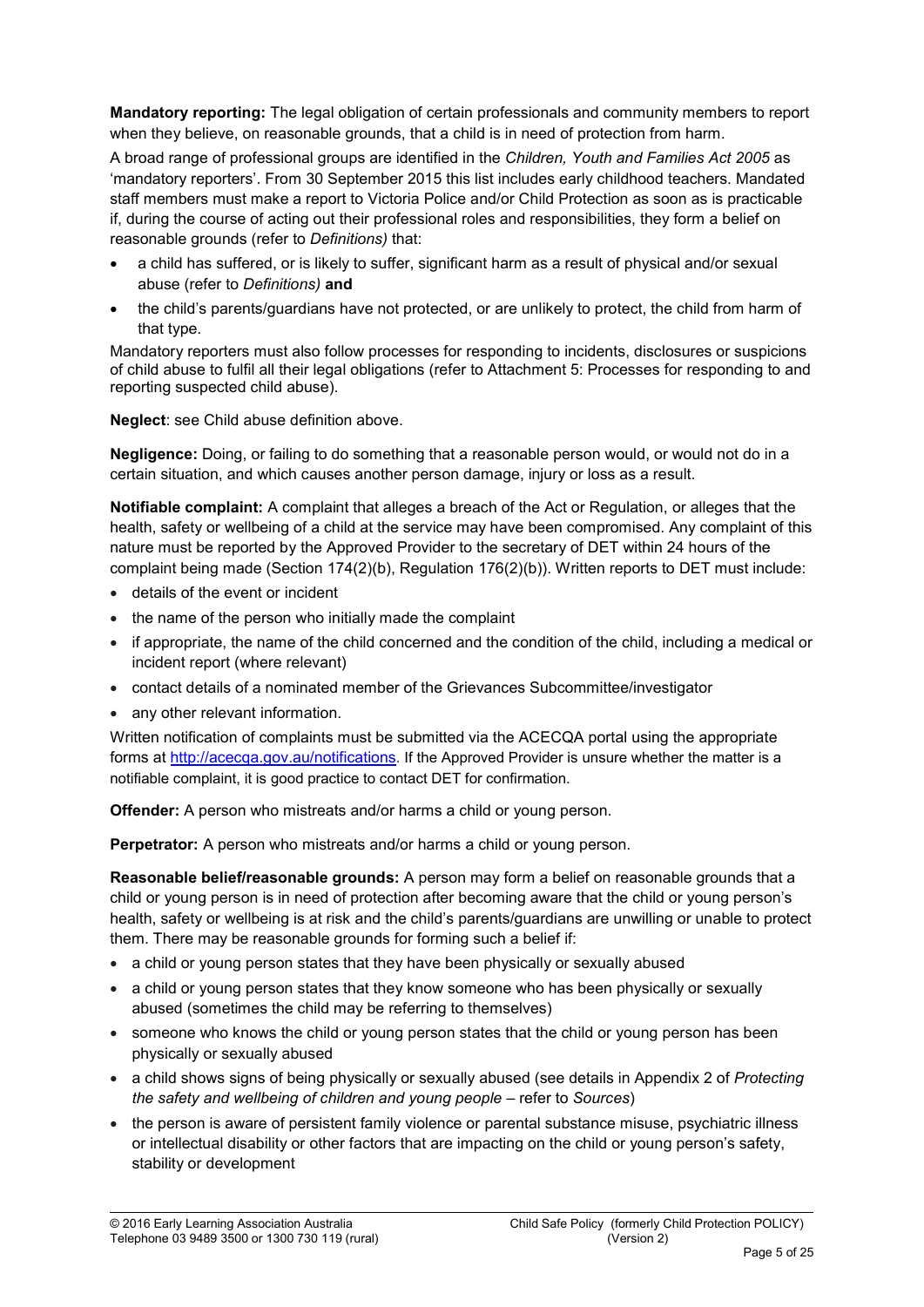**Mandatory reporting:** The legal obligation of certain professionals and community members to report when they believe, on reasonable grounds, that a child is in need of protection from harm.

A broad range of professional groups are identified in the *Children, Youth and Families Act 2005* as 'mandatory reporters'. From 30 September 2015 this list includes early childhood teachers. Mandated staff members must make a report to Victoria Police and/or Child Protection as soon as is practicable if, during the course of acting out their professional roles and responsibilities, they form a belief on reasonable grounds (refer to *Definitions)* that:

- a child has suffered, or is likely to suffer, significant harm as a result of physical and/or sexual abuse (refer to *Definitions)* **and**
- the child's parents/guardians have not protected, or are unlikely to protect, the child from harm of that type.

Mandatory reporters must also follow processes for responding to incidents, disclosures or suspicions of child abuse to fulfil all their legal obligations (refer to Attachment 5: Processes for responding to and reporting suspected child abuse).

**Neglect**: see Child abuse definition above.

**Negligence:** Doing, or failing to do something that a reasonable person would, or would not do in a certain situation, and which causes another person damage, injury or loss as a result.

**Notifiable complaint:** A complaint that alleges a breach of the Act or Regulation, or alleges that the health, safety or wellbeing of a child at the service may have been compromised. Any complaint of this nature must be reported by the Approved Provider to the secretary of DET within 24 hours of the complaint being made (Section 174(2)(b), Regulation 176(2)(b)). Written reports to DET must include:

- details of the event or incident
- the name of the person who initially made the complaint
- if appropriate, the name of the child concerned and the condition of the child, including a medical or incident report (where relevant)
- contact details of a nominated member of the Grievances Subcommittee/investigator
- any other relevant information.

Written notification of complaints must be submitted via the ACECQA portal using the appropriate forms at [http://acecqa.gov.au/notifications](http://acecqa.gov.au/notifications). If the Approved Provider is unsure whether the matter is a notifiable complaint, it is good practice to contact DET for confirmation.

**Offender:** A person who mistreats and/or harms a child or young person.

**Perpetrator:** A person who mistreats and/or harms a child or young person.

**Reasonable belief/reasonable grounds:** A person may form a belief on reasonable grounds that a child or young person is in need of protection after becoming aware that the child or young person's health, safety or wellbeing is at risk and the child's parents/guardians are unwilling or unable to protect them. There may be reasonable grounds for forming such a belief if:

- a child or young person states that they have been physically or sexually abused
- a child or young person states that they know someone who has been physically or sexually abused (sometimes the child may be referring to themselves)
- someone who knows the child or young person states that the child or young person has been physically or sexually abused
- a child shows signs of being physically or sexually abused (see details in Appendix 2 of *Protecting the safety and wellbeing of children and young people* – refer to *Sources*)
- the person is aware of persistent family violence or parental substance misuse, psychiatric illness or intellectual disability or other factors that are impacting on the child or young person's safety, stability or development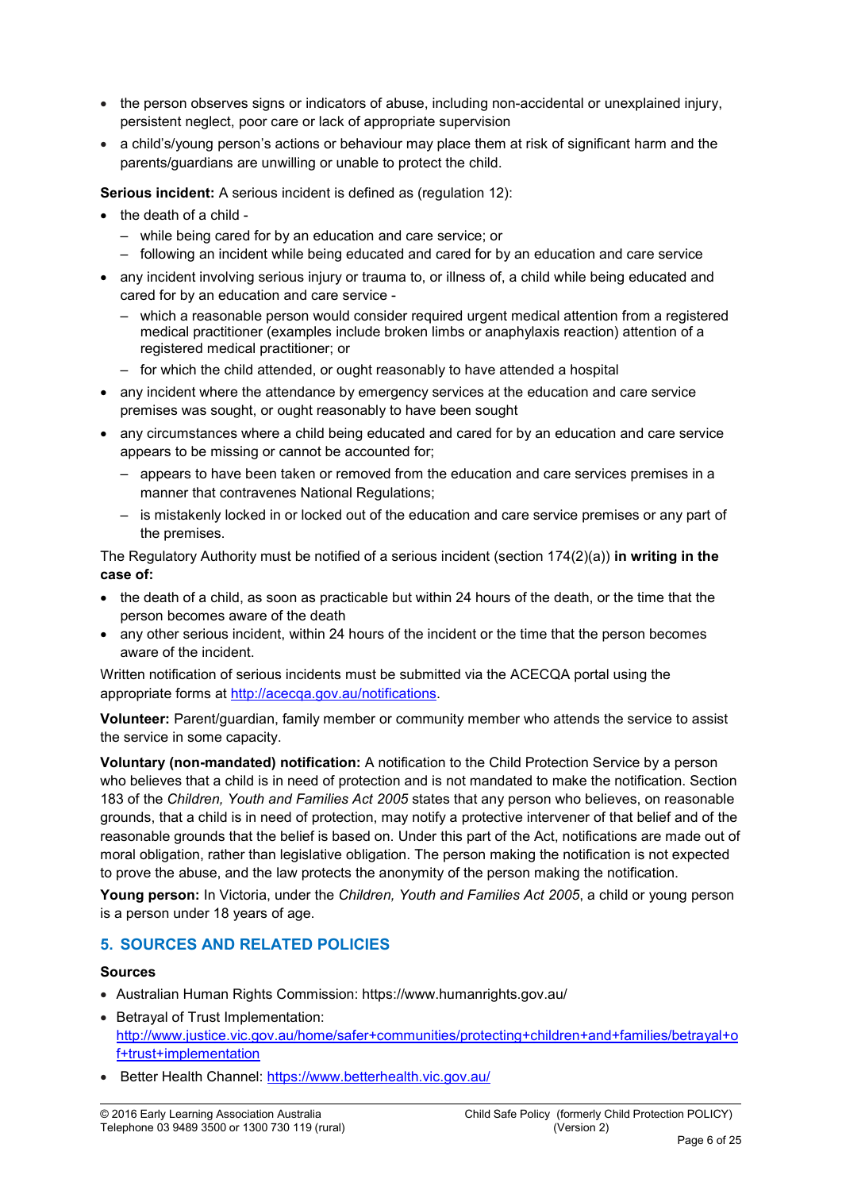- the person observes signs or indicators of abuse, including non-accidental or unexplained injury, persistent neglect, poor care or lack of appropriate supervision
- a child's/young person's actions or behaviour may place them at risk of significant harm and the parents/guardians are unwilling or unable to protect the child.

**Serious incident:** A serious incident is defined as (regulation 12):

- the death of a child -
  - while being cared for by an education and care service; or
  - following an incident while being educated and cared for by an education and care service
- any incident involving serious injury or trauma to, or illness of, a child while being educated and cared for by an education and care service -
  - which a reasonable person would consider required urgent medical attention from a registered medical practitioner (examples include broken limbs or anaphylaxis reaction) attention of a registered medical practitioner; or
  - for which the child attended, or ought reasonably to have attended a hospital
- any incident where the attendance by emergency services at the education and care service premises was sought, or ought reasonably to have been sought
- any circumstances where a child being educated and cared for by an education and care service appears to be missing or cannot be accounted for;
  - appears to have been taken or removed from the education and care services premises in a manner that contravenes National Regulations;
  - is mistakenly locked in or locked out of the education and care service premises or any part of the premises.

The Regulatory Authority must be notified of a serious incident (section 174(2)(a)) **in writing in the case of:**

- the death of a child, as soon as practicable but within 24 hours of the death, or the time that the person becomes aware of the death
- any other serious incident, within 24 hours of the incident or the time that the person becomes aware of the incident.

Written notification of serious incidents must be submitted via the ACECQA portal using the appropriate forms at http://acecqa.gov.au/notifications.

**Volunteer:** Parent/guardian, family member or community member who attends the service to assist the service in some capacity.

**Voluntary (non-mandated) notification:** A notification to the Child Protection Service by a person who believes that a child is in need of protection and is not mandated to make the notification. Section 183 of the *Children, Youth and Families Act 2005* states that any person who believes, on reasonable grounds, that a child is in need of protection, may notify a protective intervener of that belief and of the reasonable grounds that the belief is based on. Under this part of the Act, notifications are made out of moral obligation, rather than legislative obligation. The person making the notification is not expected to prove the abuse, and the law protects the anonymity of the person making the notification.

**Young person:** In Victoria, under the *Children, Youth and Families Act 2005*, a child or young person is a person under 18 years of age.

## 5. SOURCES AND RELATED POLICIES

### Sources

- Australian Human Rights Commission: https://www.humanrights.gov.au/
- Betrayal of Trust Implementation: http://www.justice.vic.gov.au/home/safer+communities/protecting+children+and+families/betrayal+of+trust+implementation
- Better Health Channel: https://www.betterhealth.vic.gov.au/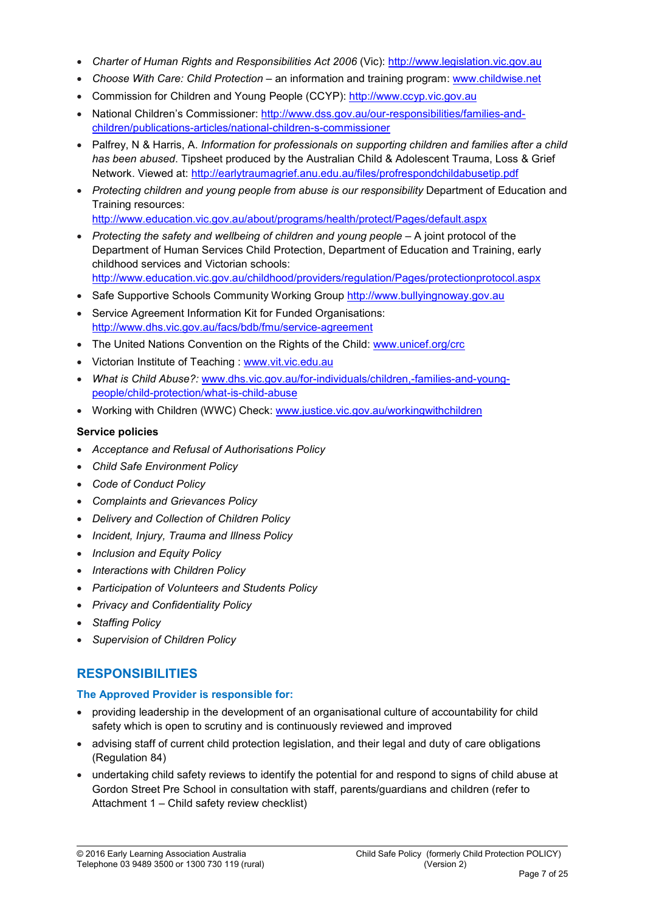- *Charter of Human Rights and Responsibilities Act 2006* (Vic): http://www.legislation.vic.gov.au
- *Choose With Care: Child Protection* – an information and training program: www.childwise.net
- Commission for Children and Young People (CCYP): http://www.ccyp.vic.gov.au
- National Children's Commissioner: http://www.dss.gov.au/our-responsibilities/families-and-children/publications-articles/national-children-s-commissioner
- Palfrey, N & Harris, A. *Information for professionals on supporting children and families after a child has been abused*. Tipsheet produced by the Australian Child & Adolescent Trauma, Loss & Grief Network. Viewed at: http://earlytraumagrief.anu.edu.au/files/profrespondchildabusetip.pdf
- *Protecting children and young people from abuse is our responsibility* Department of Education and Training resources: http://www.education.vic.gov.au/about/programs/health/protect/Pages/default.aspx
- *Protecting the safety and wellbeing of children and young people* – A joint protocol of the Department of Human Services Child Protection, Department of Education and Training, early childhood services and Victorian schools: http://www.education.vic.gov.au/childhood/providers/regulation/Pages/protectionprotocol.aspx
- Safe Supportive Schools Community Working Group http://www.bullyingnoway.gov.au
- Service Agreement Information Kit for Funded Organisations: http://www.dhs.vic.gov.au/facs/bdb/fmu/service-agreement
- The United Nations Convention on the Rights of the Child: www.unicef.org/crc
- Victorian Institute of Teaching : www.vit.vic.edu.au
- *What is Child Abuse?:* www.dhs.vic.gov.au/for-individuals/children,-families-and-young-people/child-protection/what-is-child-abuse
- Working with Children (WWC) Check: www.justice.vic.gov.au/workingwithchildren

**Service policies**

- *Acceptance and Refusal of Authorisations Policy*
- *Child Safe Environment Policy*
- *Code of Conduct Policy*
- *Complaints and Grievances Policy*
- *Delivery and Collection of Children Policy*
- *Incident, Injury, Trauma and Illness Policy*
- *Inclusion and Equity Policy*
- *Interactions with Children Policy*
- *Participation of Volunteers and Students Policy*
- *Privacy and Confidentiality Policy*
- *Staffing Policy*
- *Supervision of Children Policy*

## RESPONSIBILITIES

### The Approved Provider is responsible for:

- providing leadership in the development of an organisational culture of accountability for child safety which is open to scrutiny and is continuously reviewed and improved
- advising staff of current child protection legislation, and their legal and duty of care obligations (Regulation 84)
- undertaking child safety reviews to identify the potential for and respond to signs of child abuse at Gordon Street Pre School in consultation with staff, parents/guardians and children (refer to Attachment 1 – Child safety review checklist)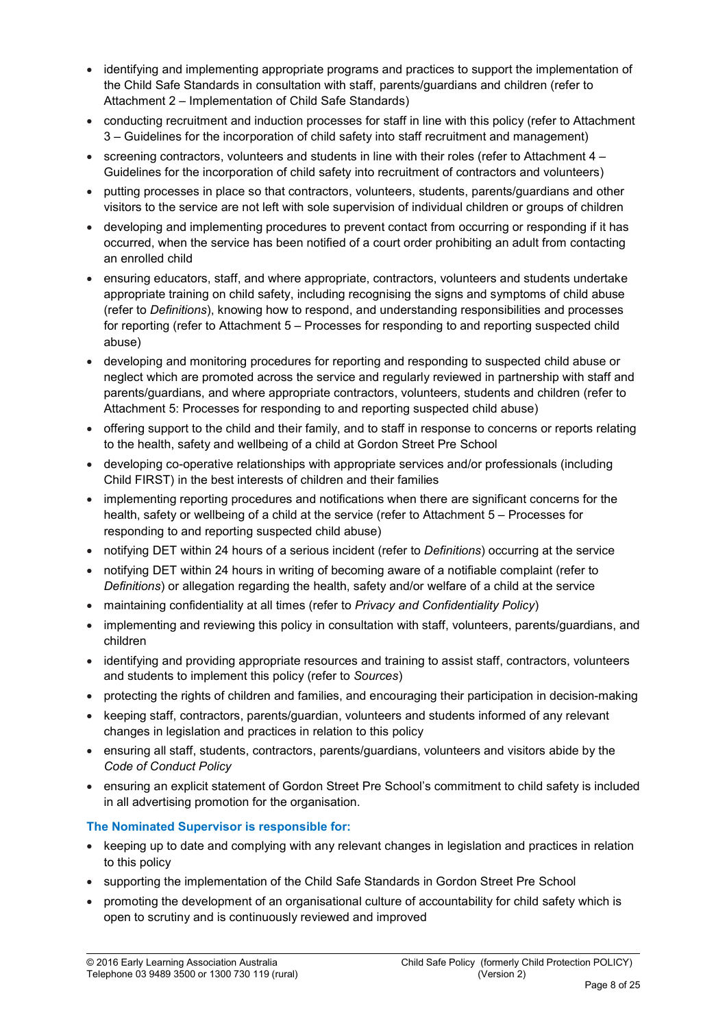- identifying and implementing appropriate programs and practices to support the implementation of the Child Safe Standards in consultation with staff, parents/guardians and children (refer to Attachment 2 – Implementation of Child Safe Standards)
- conducting recruitment and induction processes for staff in line with this policy (refer to Attachment 3 – Guidelines for the incorporation of child safety into staff recruitment and management)
- screening contractors, volunteers and students in line with their roles (refer to Attachment 4 – Guidelines for the incorporation of child safety into recruitment of contractors and volunteers)
- putting processes in place so that contractors, volunteers, students, parents/guardians and other visitors to the service are not left with sole supervision of individual children or groups of children
- developing and implementing procedures to prevent contact from occurring or responding if it has occurred, when the service has been notified of a court order prohibiting an adult from contacting an enrolled child
- ensuring educators, staff, and where appropriate, contractors, volunteers and students undertake appropriate training on child safety, including recognising the signs and symptoms of child abuse (refer to *Definitions*), knowing how to respond, and understanding responsibilities and processes for reporting (refer to Attachment 5 – Processes for responding to and reporting suspected child abuse)
- developing and monitoring procedures for reporting and responding to suspected child abuse or neglect which are promoted across the service and regularly reviewed in partnership with staff and parents/guardians, and where appropriate contractors, volunteers, students and children (refer to Attachment 5: Processes for responding to and reporting suspected child abuse)
- offering support to the child and their family, and to staff in response to concerns or reports relating to the health, safety and wellbeing of a child at Gordon Street Pre School
- developing co-operative relationships with appropriate services and/or professionals (including Child FIRST) in the best interests of children and their families
- implementing reporting procedures and notifications when there are significant concerns for the health, safety or wellbeing of a child at the service (refer to Attachment 5 – Processes for responding to and reporting suspected child abuse)
- notifying DET within 24 hours of a serious incident (refer to *Definitions*) occurring at the service
- notifying DET within 24 hours in writing of becoming aware of a notifiable complaint (refer to *Definitions*) or allegation regarding the health, safety and/or welfare of a child at the service
- maintaining confidentiality at all times (refer to *Privacy and Confidentiality Policy*)
- implementing and reviewing this policy in consultation with staff, volunteers, parents/guardians, and children
- identifying and providing appropriate resources and training to assist staff, contractors, volunteers and students to implement this policy (refer to *Sources*)
- protecting the rights of children and families, and encouraging their participation in decision-making
- keeping staff, contractors, parents/guardian, volunteers and students informed of any relevant changes in legislation and practices in relation to this policy
- ensuring all staff, students, contractors, parents/guardians, volunteers and visitors abide by the *Code of Conduct Policy*
- ensuring an explicit statement of Gordon Street Pre School's commitment to child safety is included in all advertising promotion for the organisation.

**The Nominated Supervisor is responsible for:**

- keeping up to date and complying with any relevant changes in legislation and practices in relation to this policy
- supporting the implementation of the Child Safe Standards in Gordon Street Pre School
- promoting the development of an organisational culture of accountability for child safety which is open to scrutiny and is continuously reviewed and improved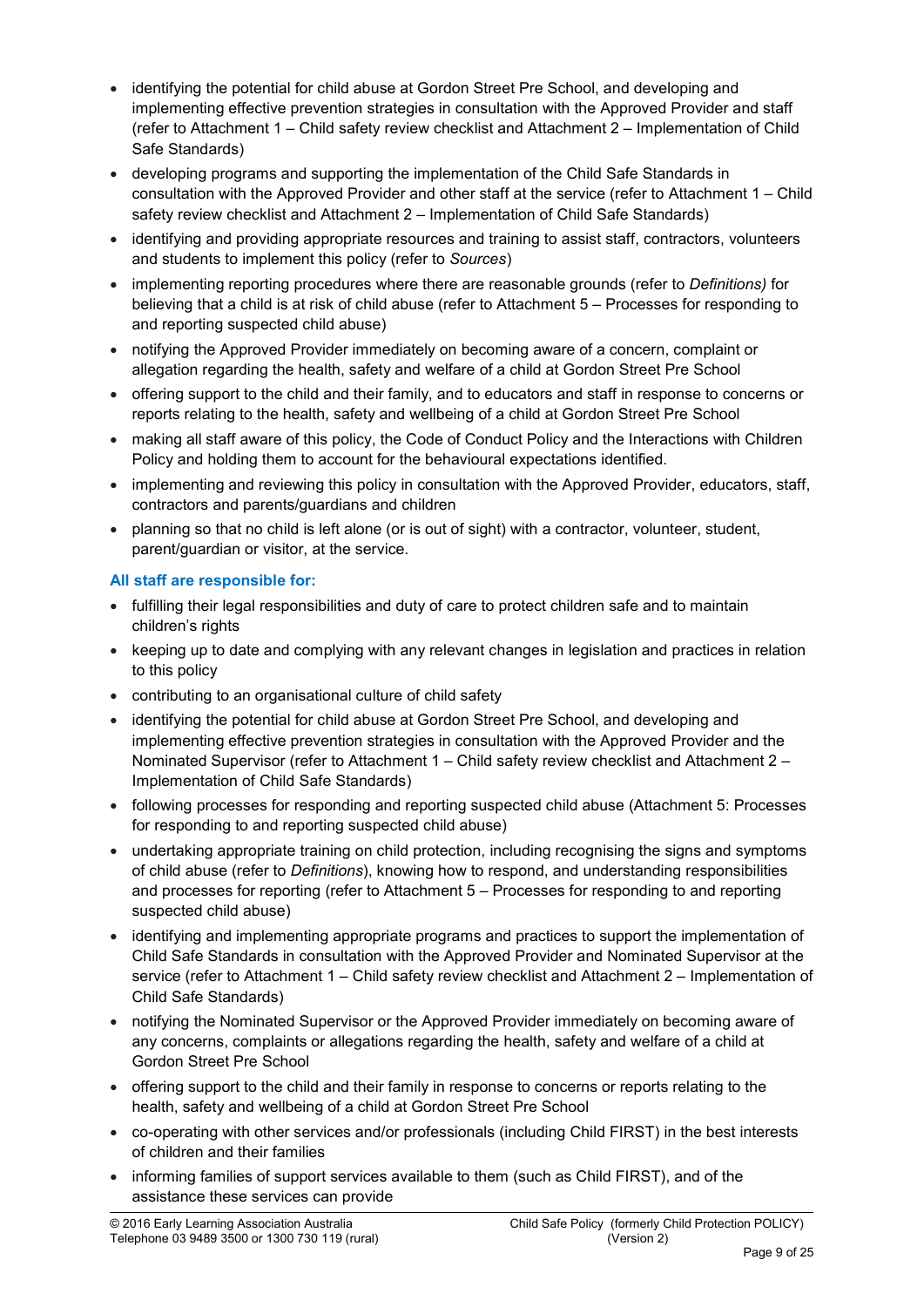- identifying the potential for child abuse at Gordon Street Pre School, and developing and implementing effective prevention strategies in consultation with the Approved Provider and staff (refer to Attachment 1 – Child safety review checklist and Attachment 2 – Implementation of Child Safe Standards)
- developing programs and supporting the implementation of the Child Safe Standards in consultation with the Approved Provider and other staff at the service (refer to Attachment 1 – Child safety review checklist and Attachment 2 – Implementation of Child Safe Standards)
- identifying and providing appropriate resources and training to assist staff, contractors, volunteers and students to implement this policy (refer to *Sources*)
- implementing reporting procedures where there are reasonable grounds (refer to *Definitions)* for believing that a child is at risk of child abuse (refer to Attachment 5 – Processes for responding to and reporting suspected child abuse)
- notifying the Approved Provider immediately on becoming aware of a concern, complaint or allegation regarding the health, safety and welfare of a child at Gordon Street Pre School
- offering support to the child and their family, and to educators and staff in response to concerns or reports relating to the health, safety and wellbeing of a child at Gordon Street Pre School
- making all staff aware of this policy, the Code of Conduct Policy and the Interactions with Children Policy and holding them to account for the behavioural expectations identified.
- implementing and reviewing this policy in consultation with the Approved Provider, educators, staff, contractors and parents/guardians and children
- planning so that no child is left alone (or is out of sight) with a contractor, volunteer, student, parent/guardian or visitor, at the service.

**All staff are responsible for:**

- fulfilling their legal responsibilities and duty of care to protect children safe and to maintain children's rights
- keeping up to date and complying with any relevant changes in legislation and practices in relation to this policy
- contributing to an organisational culture of child safety
- identifying the potential for child abuse at Gordon Street Pre School, and developing and implementing effective prevention strategies in consultation with the Approved Provider and the Nominated Supervisor (refer to Attachment 1 – Child safety review checklist and Attachment 2 – Implementation of Child Safe Standards)
- following processes for responding and reporting suspected child abuse (Attachment 5: Processes for responding to and reporting suspected child abuse)
- undertaking appropriate training on child protection, including recognising the signs and symptoms of child abuse (refer to *Definitions*), knowing how to respond, and understanding responsibilities and processes for reporting (refer to Attachment 5 – Processes for responding to and reporting suspected child abuse)
- identifying and implementing appropriate programs and practices to support the implementation of Child Safe Standards in consultation with the Approved Provider and Nominated Supervisor at the service (refer to Attachment 1 – Child safety review checklist and Attachment 2 – Implementation of Child Safe Standards)
- notifying the Nominated Supervisor or the Approved Provider immediately on becoming aware of any concerns, complaints or allegations regarding the health, safety and welfare of a child at Gordon Street Pre School
- offering support to the child and their family in response to concerns or reports relating to the health, safety and wellbeing of a child at Gordon Street Pre School
- co-operating with other services and/or professionals (including Child FIRST) in the best interests of children and their families
- informing families of support services available to them (such as Child FIRST), and of the assistance these services can provide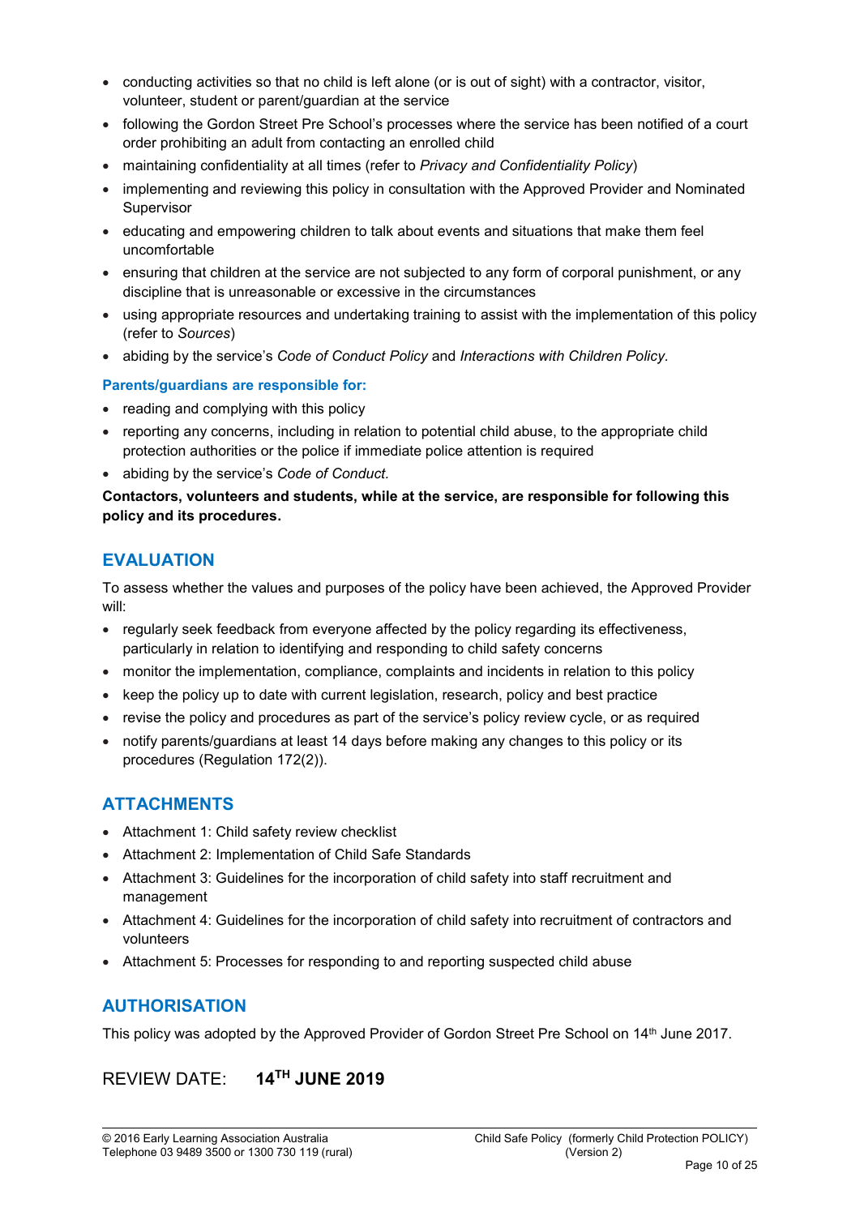- conducting activities so that no child is left alone (or is out of sight) with a contractor, visitor, volunteer, student or parent/guardian at the service
- following the Gordon Street Pre School's processes where the service has been notified of a court order prohibiting an adult from contacting an enrolled child
- maintaining confidentiality at all times (refer to *Privacy and Confidentiality Policy*)
- implementing and reviewing this policy in consultation with the Approved Provider and Nominated Supervisor
- educating and empowering children to talk about events and situations that make them feel uncomfortable
- ensuring that children at the service are not subjected to any form of corporal punishment, or any discipline that is unreasonable or excessive in the circumstances
- using appropriate resources and undertaking training to assist with the implementation of this policy (refer to *Sources*)
- abiding by the service's *Code of Conduct Policy* and *Interactions with Children Policy.*

**Parents/guardians are responsible for:**

- reading and complying with this policy
- reporting any concerns, including in relation to potential child abuse, to the appropriate child protection authorities or the police if immediate police attention is required
- abiding by the service's *Code of Conduct.*

**Contactors, volunteers and students, while at the service, are responsible for following this policy and its procedures.**

## EVALUATION

To assess whether the values and purposes of the policy have been achieved, the Approved Provider will:

- regularly seek feedback from everyone affected by the policy regarding its effectiveness, particularly in relation to identifying and responding to child safety concerns
- monitor the implementation, compliance, complaints and incidents in relation to this policy
- keep the policy up to date with current legislation, research, policy and best practice
- revise the policy and procedures as part of the service's policy review cycle, or as required
- notify parents/guardians at least 14 days before making any changes to this policy or its procedures (Regulation 172(2)).

## ATTACHMENTS

- Attachment 1: Child safety review checklist
- Attachment 2: Implementation of Child Safe Standards
- Attachment 3: Guidelines for the incorporation of child safety into staff recruitment and management
- Attachment 4: Guidelines for the incorporation of child safety into recruitment of contractors and volunteers
- Attachment 5: Processes for responding to and reporting suspected child abuse

## AUTHORISATION

This policy was adopted by the Approved Provider of Gordon Street Pre School on 14th June 2017.

REVIEW DATE: **14TH JUNE 2019**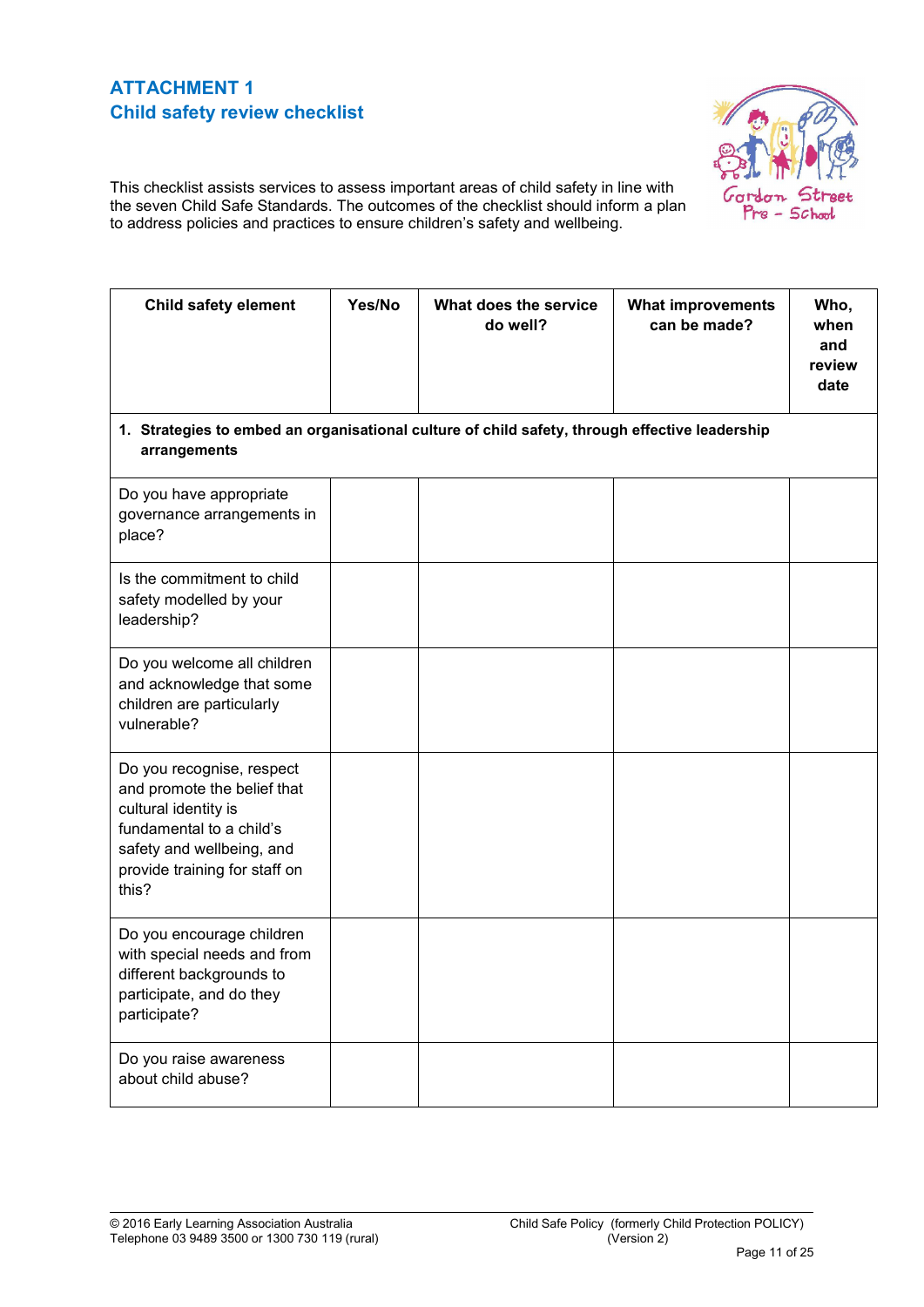## ATTACHMENT 1
## Child safety review checklist

This checklist assists services to assess important areas of child safety in line with the seven Child Safe Standards. The outcomes of the checklist should inform a plan to address policies and practices to ensure children's safety and wellbeing.

| Child safety element | Yes/No | What does the service do well? | What improvements can be made? | Who, when and review date |
|---|---|---|---|---|
| **1. Strategies to embed an organisational culture of child safety, through effective leadership arrangements** | | | | |
| Do you have appropriate governance arrangements in place? | | | | |
| Is the commitment to child safety modelled by your leadership? | | | | |
| Do you welcome all children and acknowledge that some children are particularly vulnerable? | | | | |
| Do you recognise, respect and promote the belief that cultural identity is fundamental to a child's safety and wellbeing, and provide training for staff on this? | | | | |
| Do you encourage children with special needs and from different backgrounds to participate, and do they participate? | | | | |
| Do you raise awareness about child abuse? | | | | |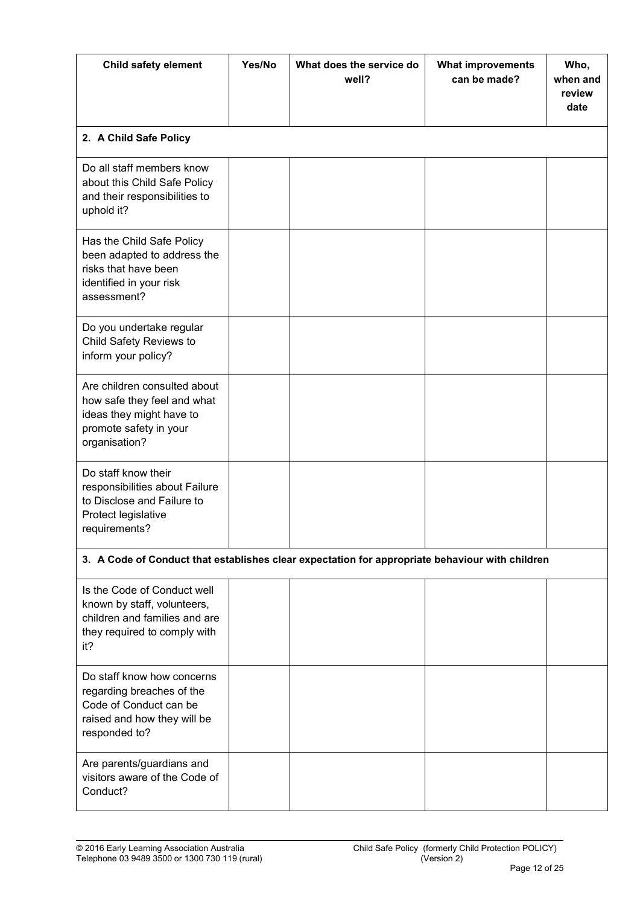| Child safety element | Yes/No | What does the service do well? | What improvements can be made? | Who, when and review date |
|---|---|---|---|---|
| **2. A Child Safe Policy** | | | | |
| Do all staff members know about this Child Safe Policy and their responsibilities to uphold it? | | | | |
| Has the Child Safe Policy been adapted to address the risks that have been identified in your risk assessment? | | | | |
| Do you undertake regular Child Safety Reviews to inform your policy? | | | | |
| Are children consulted about how safe they feel and what ideas they might have to promote safety in your organisation? | | | | |
| Do staff know their responsibilities about Failure to Disclose and Failure to Protect legislative requirements? | | | | |
| **3. A Code of Conduct that establishes clear expectation for appropriate behaviour with children** | | | | |
| Is the Code of Conduct well known by staff, volunteers, children and families and are they required to comply with it? | | | | |
| Do staff know how concerns regarding breaches of the Code of Conduct can be raised and how they will be responded to? | | | | |
| Are parents/guardians and visitors aware of the Code of Conduct? | | | | |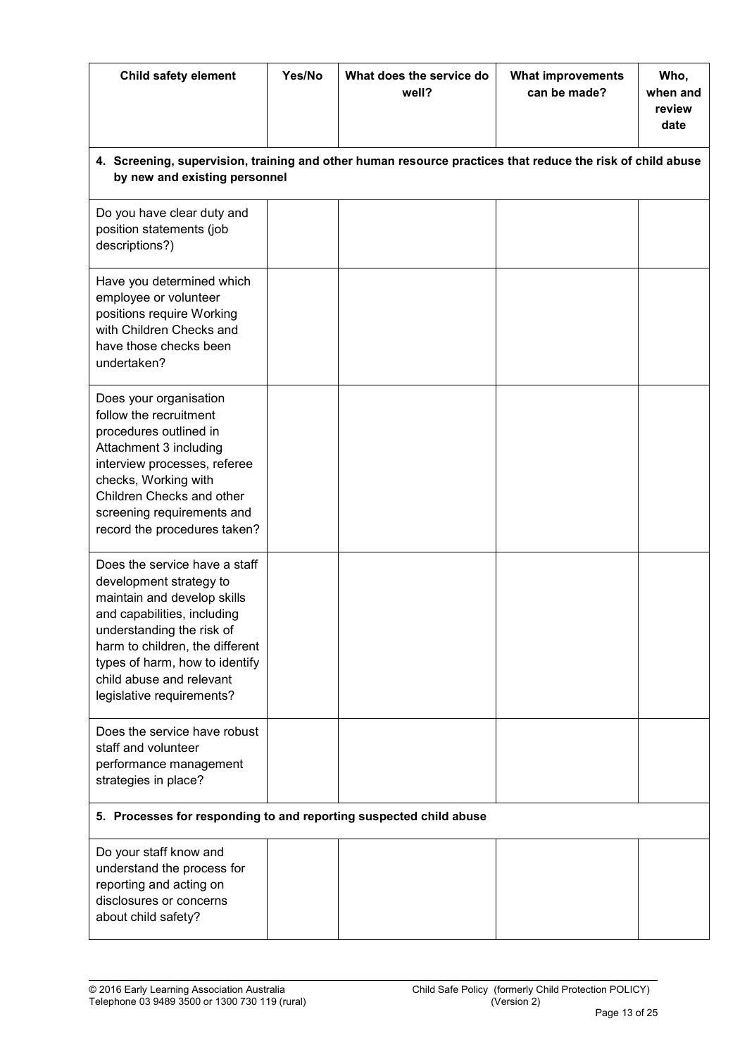| Child safety element | Yes/No | What does the service do well? | What improvements can be made? | Who, when and review date |
|---|---|---|---|---|
| **4. Screening, supervision, training and other human resource practices that reduce the risk of child abuse by new and existing personnel** | | | | |
| Do you have clear duty and position statements (job descriptions?) | | | | |
| Have you determined which employee or volunteer positions require Working with Children Checks and have those checks been undertaken? | | | | |
| Does your organisation follow the recruitment procedures outlined in Attachment 3 including interview processes, referee checks, Working with Children Checks and other screening requirements and record the procedures taken? | | | | |
| Does the service have a staff development strategy to maintain and develop skills and capabilities, including understanding the risk of harm to children, the different types of harm, how to identify child abuse and relevant legislative requirements? | | | | |
| Does the service have robust staff and volunteer performance management strategies in place? | | | | |
| **5. Processes for responding to and reporting suspected child abuse** | | | | |
| Do your staff know and understand the process for reporting and acting on disclosures or concerns about child safety? | | | | |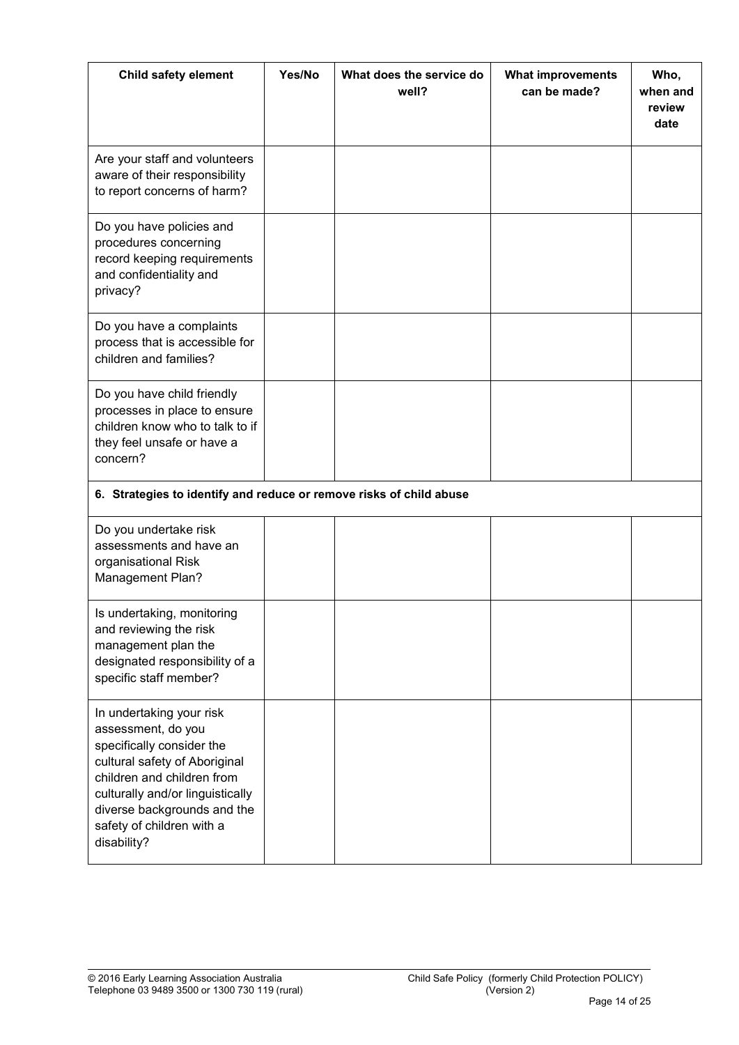| Child safety element | Yes/No | What does the service do well? | What improvements can be made? | Who, when and review date |
| --- | --- | --- | --- | --- |
| Are your staff and volunteers aware of their responsibility to report concerns of harm? | | | | |
| Do you have policies and procedures concerning record keeping requirements and confidentiality and privacy? | | | | |
| Do you have a complaints process that is accessible for children and families? | | | | |
| Do you have child friendly processes in place to ensure children know who to talk to if they feel unsafe or have a concern? | | | | |
| **6. Strategies to identify and reduce or remove risks of child abuse** | | | | |
| Do you undertake risk assessments and have an organisational Risk Management Plan? | | | | |
| Is undertaking, monitoring and reviewing the risk management plan the designated responsibility of a specific staff member? | | | | |
| In undertaking your risk assessment, do you specifically consider the cultural safety of Aboriginal children and children from culturally and/or linguistically diverse backgrounds and the safety of children with a disability? | | | | |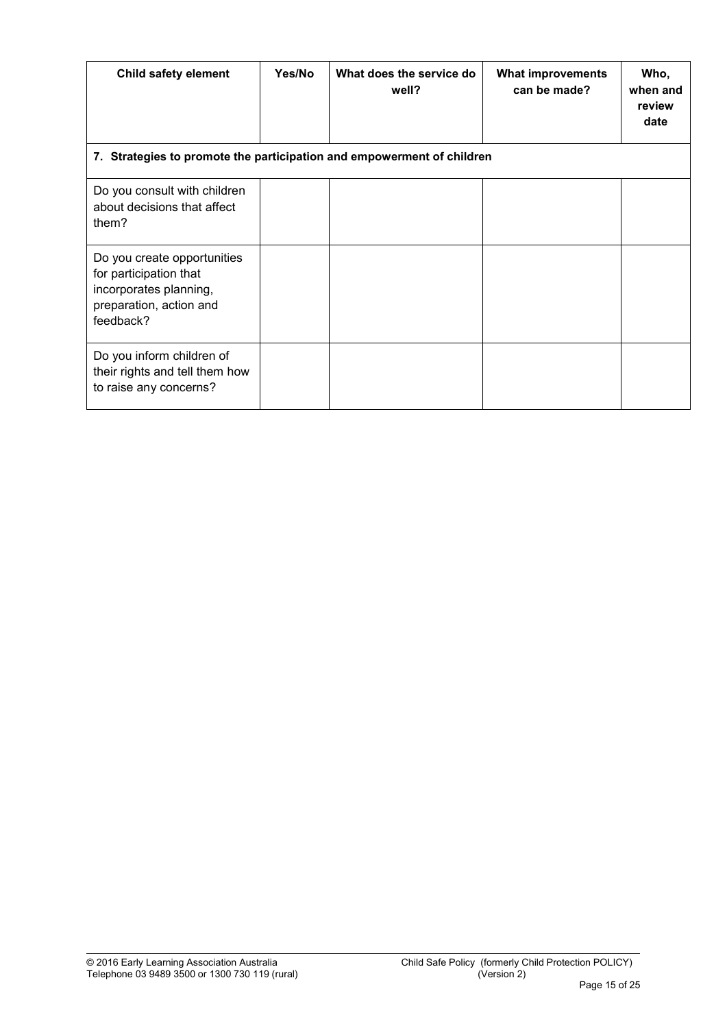| Child safety element | Yes/No | What does the service do well? | What improvements can be made? | Who, when and review date |
|---|---|---|---|---|
| **7. Strategies to promote the participation and empowerment of children** | | | | |
| Do you consult with children about decisions that affect them? | | | | |
| Do you create opportunities for participation that incorporates planning, preparation, action and feedback? | | | | |
| Do you inform children of their rights and tell them how to raise any concerns? | | | | |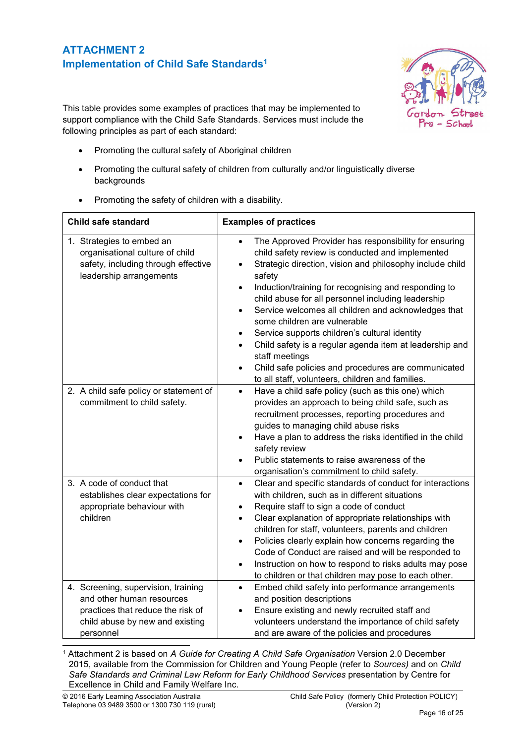## ATTACHMENT 2
## Implementation of Child Safe Standards[1]

This table provides some examples of practices that may be implemented to support compliance with the Child Safe Standards. Services must include the following principles as part of each standard:

- Promoting the cultural safety of Aboriginal children
- Promoting the cultural safety of children from culturally and/or linguistically diverse backgrounds
- Promoting the safety of children with a disability.

| Child safe standard | Examples of practices |
|---|---|
| 1. Strategies to embed an organisational culture of child safety, including through effective leadership arrangements | • The Approved Provider has responsibility for ensuring child safety review is conducted and implemented<br>• Strategic direction, vision and philosophy include child safety<br>• Induction/training for recognising and responding to child abuse for all personnel including leadership<br>• Service welcomes all children and acknowledges that some children are vulnerable<br>• Service supports children's cultural identity<br>• Child safety is a regular agenda item at leadership and staff meetings<br>• Child safe policies and procedures are communicated to all staff, volunteers, children and families. |
| 2. A child safe policy or statement of commitment to child safety. | • Have a child safe policy (such as this one) which provides an approach to being child safe, such as recruitment processes, reporting procedures and guides to managing child abuse risks<br>• Have a plan to address the risks identified in the child safety review<br>• Public statements to raise awareness of the organisation's commitment to child safety. |
| 3. A code of conduct that establishes clear expectations for appropriate behaviour with children | • Clear and specific standards of conduct for interactions with children, such as in different situations<br>• Require staff to sign a code of conduct<br>• Clear explanation of appropriate relationships with children for staff, volunteers, parents and children<br>• Policies clearly explain how concerns regarding the Code of Conduct are raised and will be responded to<br>• Instruction on how to respond to risks adults may pose to children or that children may pose to each other. |
| 4. Screening, supervision, training and other human resources practices that reduce the risk of child abuse by new and existing personnel | • Embed child safety into performance arrangements and position descriptions<br>• Ensure existing and newly recruited staff and volunteers understand the importance of child safety and are aware of the policies and procedures |

[1] Attachment 2 is based on *A Guide for Creating A Child Safe Organisation* Version 2.0 December 2015, available from the Commission for Children and Young People (refer to *Sources)* and on *Child Safe Standards and Criminal Law Reform for Early Childhood Services* presentation by Centre for Excellence in Child and Family Welfare Inc.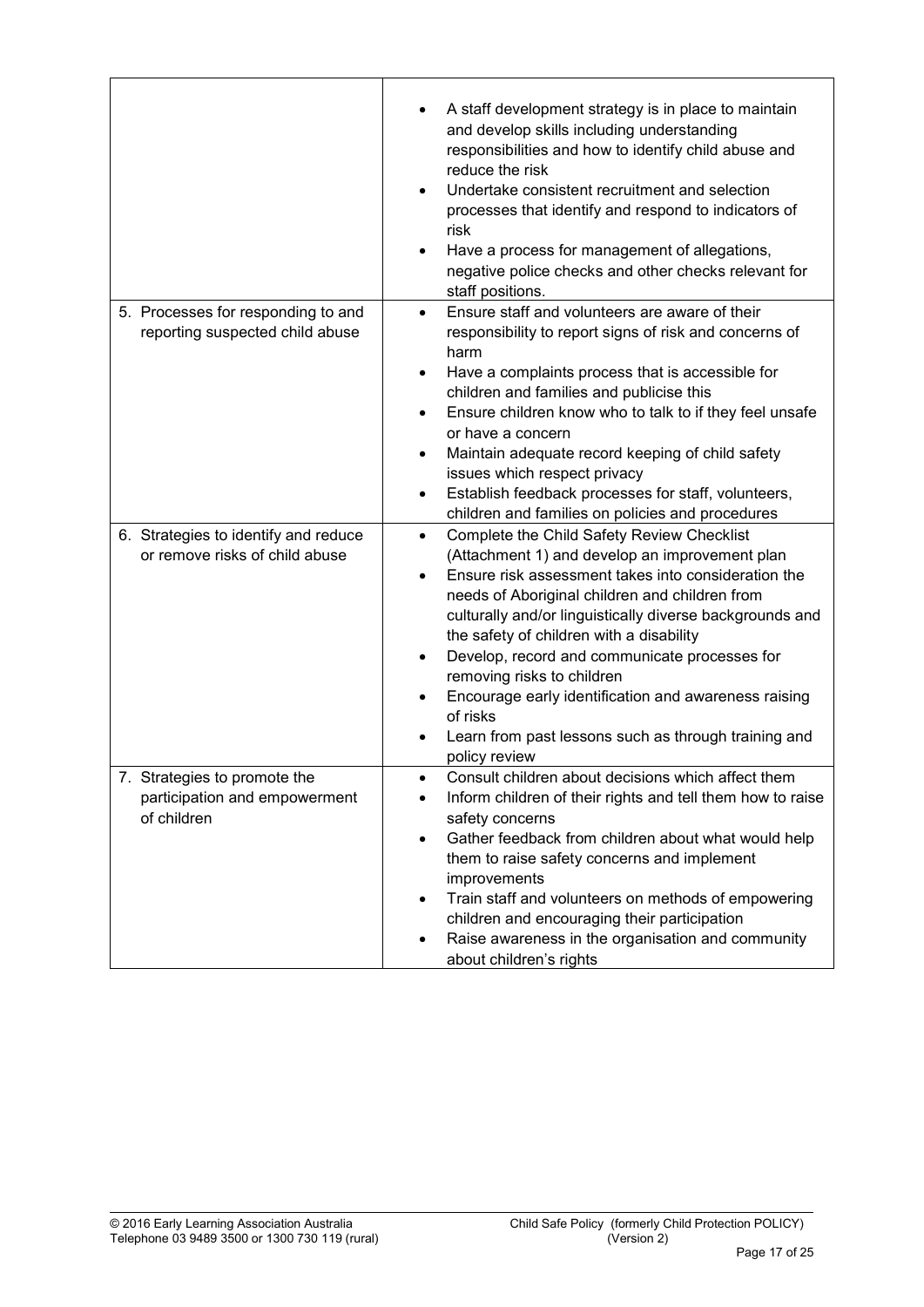| | |
|---|---|
| | • A staff development strategy is in place to maintain and develop skills including understanding responsibilities and how to identify child abuse and reduce the risk<br>• Undertake consistent recruitment and selection processes that identify and respond to indicators of risk<br>• Have a process for management of allegations, negative police checks and other checks relevant for staff positions. |
| 5. Processes for responding to and reporting suspected child abuse | • Ensure staff and volunteers are aware of their responsibility to report signs of risk and concerns of harm<br>• Have a complaints process that is accessible for children and families and publicise this<br>• Ensure children know who to talk to if they feel unsafe or have a concern<br>• Maintain adequate record keeping of child safety issues which respect privacy<br>• Establish feedback processes for staff, volunteers, children and families on policies and procedures |
| 6. Strategies to identify and reduce or remove risks of child abuse | • Complete the Child Safety Review Checklist (Attachment 1) and develop an improvement plan<br>• Ensure risk assessment takes into consideration the needs of Aboriginal children and children from culturally and/or linguistically diverse backgrounds and the safety of children with a disability<br>• Develop, record and communicate processes for removing risks to children<br>• Encourage early identification and awareness raising of risks<br>• Learn from past lessons such as through training and policy review |
| 7. Strategies to promote the participation and empowerment of children | • Consult children about decisions which affect them<br>• Inform children of their rights and tell them how to raise safety concerns<br>• Gather feedback from children about what would help them to raise safety concerns and implement improvements<br>• Train staff and volunteers on methods of empowering children and encouraging their participation<br>• Raise awareness in the organisation and community about children's rights |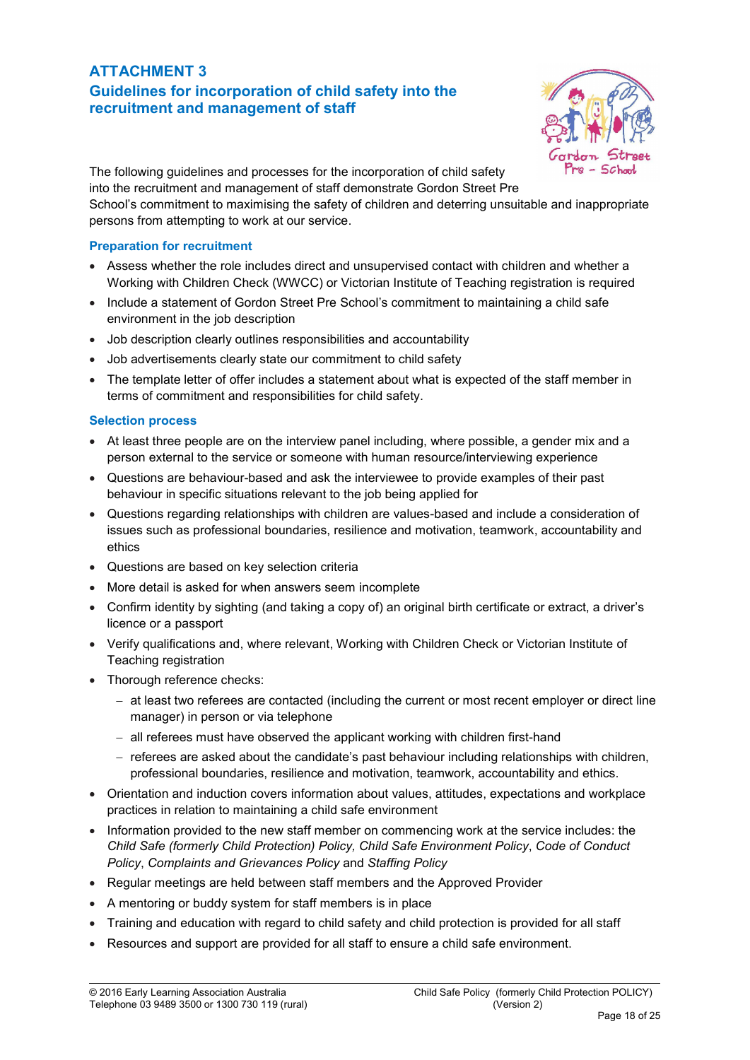## ATTACHMENT 3

## Guidelines for incorporation of child safety into the recruitment and management of staff

The following guidelines and processes for the incorporation of child safety into the recruitment and management of staff demonstrate Gordon Street Pre School's commitment to maximising the safety of children and deterring unsuitable and inappropriate persons from attempting to work at our service.

### Preparation for recruitment

- Assess whether the role includes direct and unsupervised contact with children and whether a Working with Children Check (WWCC) or Victorian Institute of Teaching registration is required
- Include a statement of Gordon Street Pre School's commitment to maintaining a child safe environment in the job description
- Job description clearly outlines responsibilities and accountability
- Job advertisements clearly state our commitment to child safety
- The template letter of offer includes a statement about what is expected of the staff member in terms of commitment and responsibilities for child safety.

### Selection process

- At least three people are on the interview panel including, where possible, a gender mix and a person external to the service or someone with human resource/interviewing experience
- Questions are behaviour-based and ask the interviewee to provide examples of their past behaviour in specific situations relevant to the job being applied for
- Questions regarding relationships with children are values-based and include a consideration of issues such as professional boundaries, resilience and motivation, teamwork, accountability and ethics
- Questions are based on key selection criteria
- More detail is asked for when answers seem incomplete
- Confirm identity by sighting (and taking a copy of) an original birth certificate or extract, a driver's licence or a passport
- Verify qualifications and, where relevant, Working with Children Check or Victorian Institute of Teaching registration
- Thorough reference checks:
  - at least two referees are contacted (including the current or most recent employer or direct line manager) in person or via telephone
  - all referees must have observed the applicant working with children first-hand
  - referees are asked about the candidate's past behaviour including relationships with children, professional boundaries, resilience and motivation, teamwork, accountability and ethics.
- Orientation and induction covers information about values, attitudes, expectations and workplace practices in relation to maintaining a child safe environment
- Information provided to the new staff member on commencing work at the service includes: the *Child Safe (formerly Child Protection) Policy*, *Child Safe Environment Policy*, *Code of Conduct Policy*, *Complaints and Grievances Policy* and *Staffing Policy*
- Regular meetings are held between staff members and the Approved Provider
- A mentoring or buddy system for staff members is in place
- Training and education with regard to child safety and child protection is provided for all staff
- Resources and support are provided for all staff to ensure a child safe environment.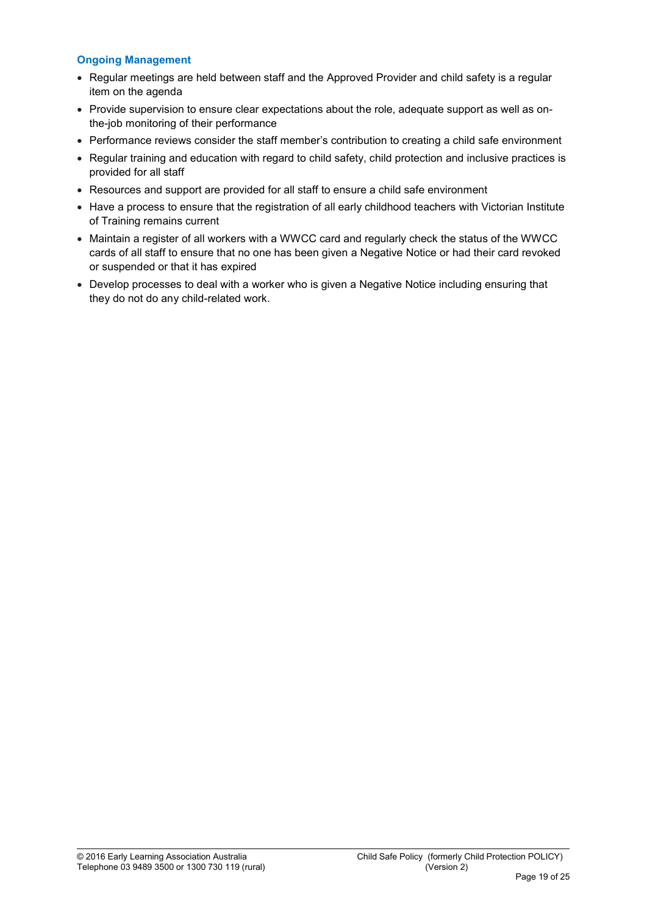### Ongoing Management

- Regular meetings are held between staff and the Approved Provider and child safety is a regular item on the agenda
- Provide supervision to ensure clear expectations about the role, adequate support as well as on-the-job monitoring of their performance
- Performance reviews consider the staff member's contribution to creating a child safe environment
- Regular training and education with regard to child safety, child protection and inclusive practices is provided for all staff
- Resources and support are provided for all staff to ensure a child safe environment
- Have a process to ensure that the registration of all early childhood teachers with Victorian Institute of Training remains current
- Maintain a register of all workers with a WWCC card and regularly check the status of the WWCC cards of all staff to ensure that no one has been given a Negative Notice or had their card revoked or suspended or that it has expired
- Develop processes to deal with a worker who is given a Negative Notice including ensuring that they do not do any child-related work.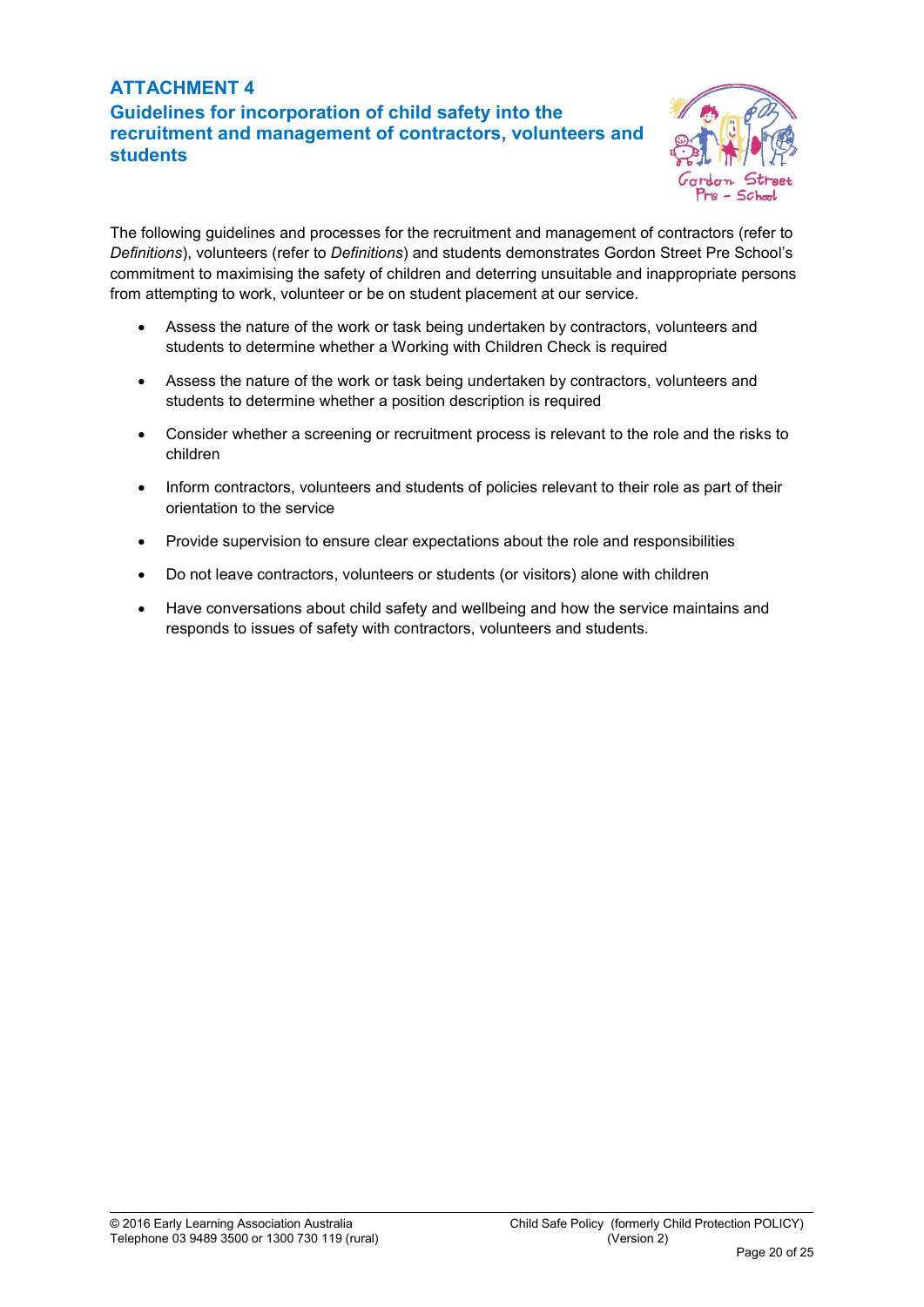## ATTACHMENT 4

## Guidelines for incorporation of child safety into the recruitment and management of contractors, volunteers and students

The following guidelines and processes for the recruitment and management of contractors (refer to *Definitions*), volunteers (refer to *Definitions*) and students demonstrates Gordon Street Pre School's commitment to maximising the safety of children and deterring unsuitable and inappropriate persons from attempting to work, volunteer or be on student placement at our service.

- Assess the nature of the work or task being undertaken by contractors, volunteers and students to determine whether a Working with Children Check is required
- Assess the nature of the work or task being undertaken by contractors, volunteers and students to determine whether a position description is required
- Consider whether a screening or recruitment process is relevant to the role and the risks to children
- Inform contractors, volunteers and students of policies relevant to their role as part of their orientation to the service
- Provide supervision to ensure clear expectations about the role and responsibilities
- Do not leave contractors, volunteers or students (or visitors) alone with children
- Have conversations about child safety and wellbeing and how the service maintains and responds to issues of safety with contractors, volunteers and students.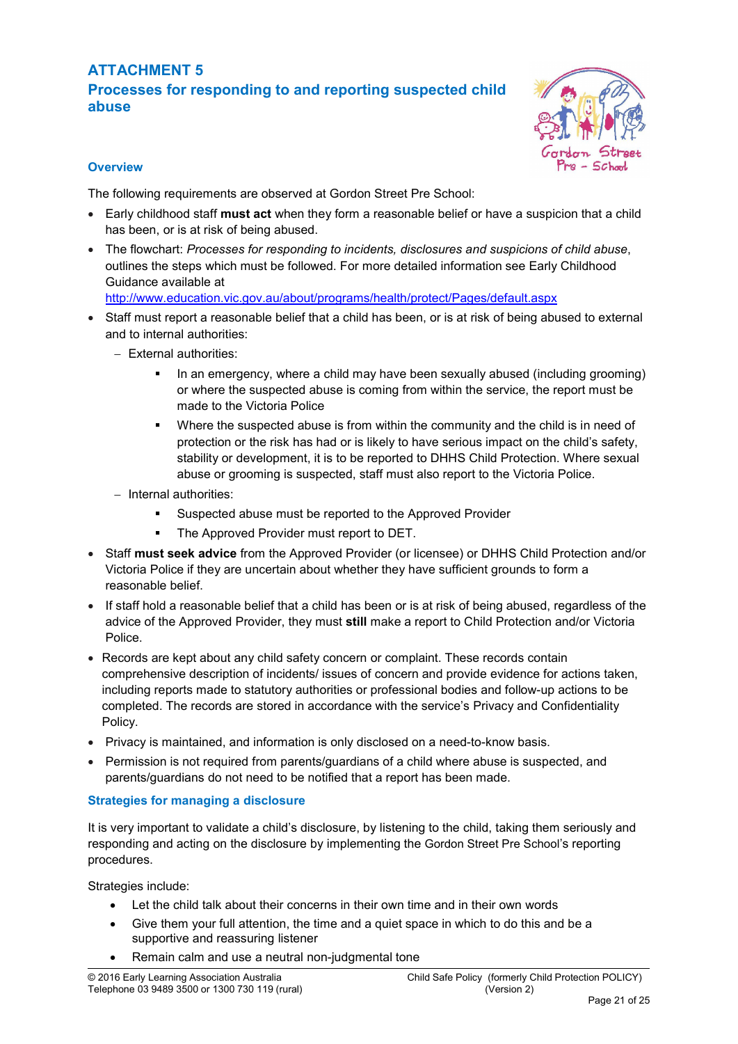# ATTACHMENT 5
## Processes for responding to and reporting suspected child abuse

### Overview

The following requirements are observed at Gordon Street Pre School:

- Early childhood staff **must act** when they form a reasonable belief or have a suspicion that a child has been, or is at risk of being abused.
- The flowchart: *Processes for responding to incidents, disclosures and suspicions of child abuse*, outlines the steps which must be followed. For more detailed information see Early Childhood Guidance available at http://www.education.vic.gov.au/about/programs/health/protect/Pages/default.aspx
- Staff must report a reasonable belief that a child has been, or is at risk of being abused to external and to internal authorities:
  - External authorities:
    - In an emergency, where a child may have been sexually abused (including grooming) or where the suspected abuse is coming from within the service, the report must be made to the Victoria Police
    - Where the suspected abuse is from within the community and the child is in need of protection or the risk has had or is likely to have serious impact on the child's safety, stability or development, it is to be reported to DHHS Child Protection. Where sexual abuse or grooming is suspected, staff must also report to the Victoria Police.
  - Internal authorities:
    - Suspected abuse must be reported to the Approved Provider
    - The Approved Provider must report to DET.
- Staff **must seek advice** from the Approved Provider (or licensee) or DHHS Child Protection and/or Victoria Police if they are uncertain about whether they have sufficient grounds to form a reasonable belief.
- If staff hold a reasonable belief that a child has been or is at risk of being abused, regardless of the advice of the Approved Provider, they must **still** make a report to Child Protection and/or Victoria Police.
- Records are kept about any child safety concern or complaint. These records contain comprehensive description of incidents/ issues of concern and provide evidence for actions taken, including reports made to statutory authorities or professional bodies and follow-up actions to be completed. The records are stored in accordance with the service's Privacy and Confidentiality Policy.
- Privacy is maintained, and information is only disclosed on a need-to-know basis.
- Permission is not required from parents/guardians of a child where abuse is suspected, and parents/guardians do not need to be notified that a report has been made.

### Strategies for managing a disclosure

It is very important to validate a child's disclosure, by listening to the child, taking them seriously and responding and acting on the disclosure by implementing the Gordon Street Pre School's reporting procedures.

Strategies include:

- Let the child talk about their concerns in their own time and in their own words
- Give them your full attention, the time and a quiet space in which to do this and be a supportive and reassuring listener
- Remain calm and use a neutral non-judgmental tone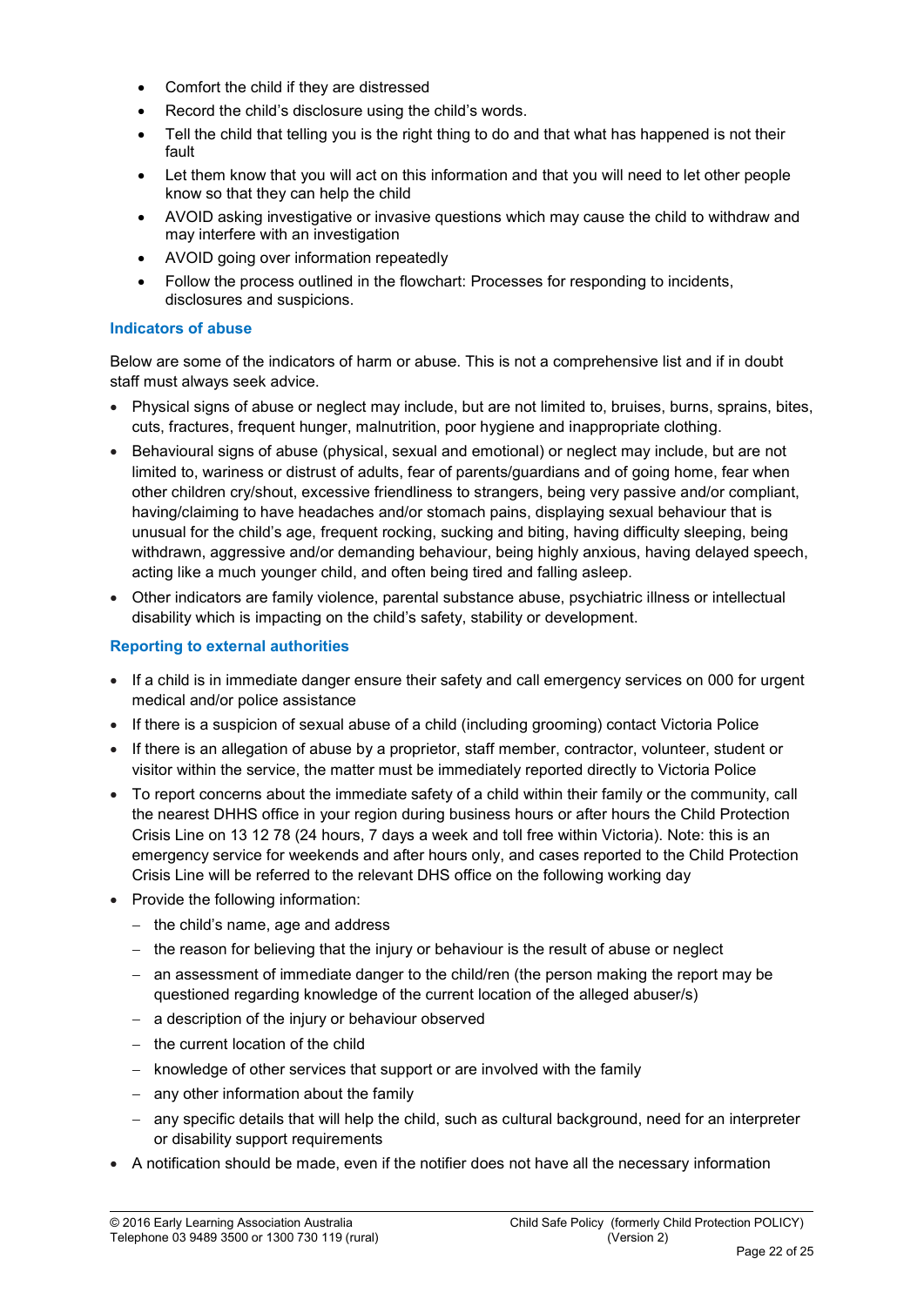- Comfort the child if they are distressed
- Record the child's disclosure using the child's words.
- Tell the child that telling you is the right thing to do and that what has happened is not their fault
- Let them know that you will act on this information and that you will need to let other people know so that they can help the child
- AVOID asking investigative or invasive questions which may cause the child to withdraw and may interfere with an investigation
- AVOID going over information repeatedly
- Follow the process outlined in the flowchart: Processes for responding to incidents, disclosures and suspicions.

### Indicators of abuse

Below are some of the indicators of harm or abuse. This is not a comprehensive list and if in doubt staff must always seek advice.

- Physical signs of abuse or neglect may include, but are not limited to, bruises, burns, sprains, bites, cuts, fractures, frequent hunger, malnutrition, poor hygiene and inappropriate clothing.
- Behavioural signs of abuse (physical, sexual and emotional) or neglect may include, but are not limited to, wariness or distrust of adults, fear of parents/guardians and of going home, fear when other children cry/shout, excessive friendliness to strangers, being very passive and/or compliant, having/claiming to have headaches and/or stomach pains, displaying sexual behaviour that is unusual for the child's age, frequent rocking, sucking and biting, having difficulty sleeping, being withdrawn, aggressive and/or demanding behaviour, being highly anxious, having delayed speech, acting like a much younger child, and often being tired and falling asleep.
- Other indicators are family violence, parental substance abuse, psychiatric illness or intellectual disability which is impacting on the child's safety, stability or development.

### Reporting to external authorities

- If a child is in immediate danger ensure their safety and call emergency services on 000 for urgent medical and/or police assistance
- If there is a suspicion of sexual abuse of a child (including grooming) contact Victoria Police
- If there is an allegation of abuse by a proprietor, staff member, contractor, volunteer, student or visitor within the service, the matter must be immediately reported directly to Victoria Police
- To report concerns about the immediate safety of a child within their family or the community, call the nearest DHHS office in your region during business hours or after hours the Child Protection Crisis Line on 13 12 78 (24 hours, 7 days a week and toll free within Victoria). Note: this is an emergency service for weekends and after hours only, and cases reported to the Child Protection Crisis Line will be referred to the relevant DHS office on the following working day
- Provide the following information:
  - the child's name, age and address
  - the reason for believing that the injury or behaviour is the result of abuse or neglect
  - an assessment of immediate danger to the child/ren (the person making the report may be questioned regarding knowledge of the current location of the alleged abuser/s)
  - a description of the injury or behaviour observed
  - the current location of the child
  - knowledge of other services that support or are involved with the family
  - any other information about the family
  - any specific details that will help the child, such as cultural background, need for an interpreter or disability support requirements
- A notification should be made, even if the notifier does not have all the necessary information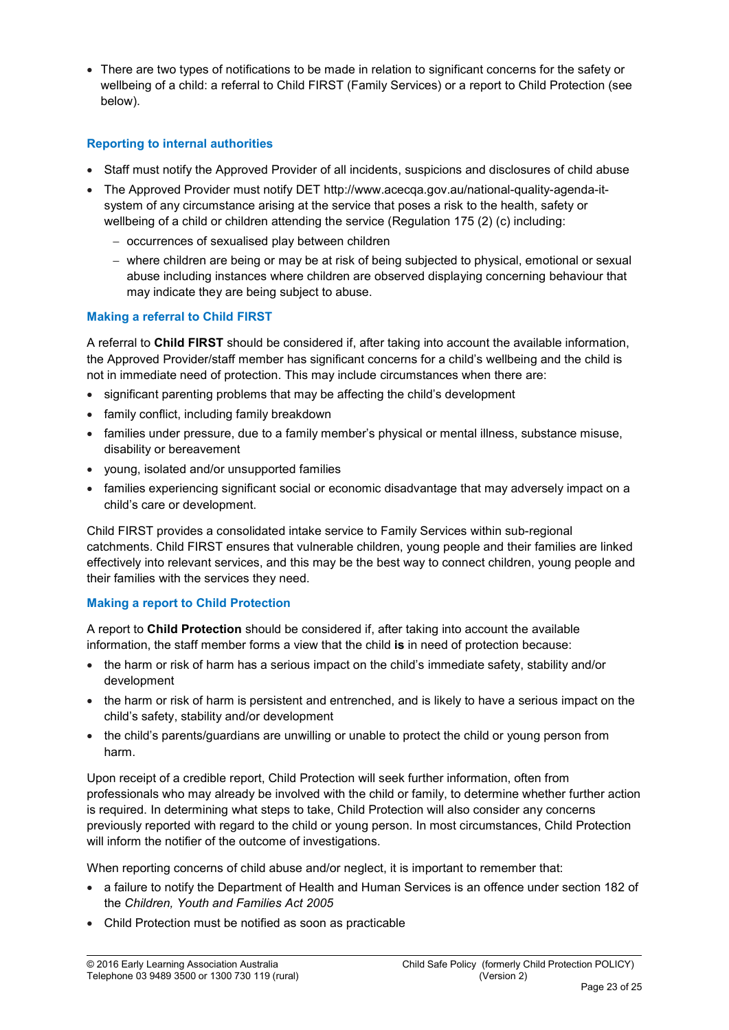- There are two types of notifications to be made in relation to significant concerns for the safety or wellbeing of a child: a referral to Child FIRST (Family Services) or a report to Child Protection (see below).

### Reporting to internal authorities

- Staff must notify the Approved Provider of all incidents, suspicions and disclosures of child abuse
- The Approved Provider must notify DET http://www.acecqa.gov.au/national-quality-agenda-it-system of any circumstance arising at the service that poses a risk to the health, safety or wellbeing of a child or children attending the service (Regulation 175 (2) (c) including:
  - occurrences of sexualised play between children
  - where children are being or may be at risk of being subjected to physical, emotional or sexual abuse including instances where children are observed displaying concerning behaviour that may indicate they are being subject to abuse.

### Making a referral to Child FIRST

A referral to **Child FIRST** should be considered if, after taking into account the available information, the Approved Provider/staff member has significant concerns for a child's wellbeing and the child is not in immediate need of protection. This may include circumstances when there are:

- significant parenting problems that may be affecting the child's development
- family conflict, including family breakdown
- families under pressure, due to a family member's physical or mental illness, substance misuse, disability or bereavement
- young, isolated and/or unsupported families
- families experiencing significant social or economic disadvantage that may adversely impact on a child's care or development.

Child FIRST provides a consolidated intake service to Family Services within sub-regional catchments. Child FIRST ensures that vulnerable children, young people and their families are linked effectively into relevant services, and this may be the best way to connect children, young people and their families with the services they need.

### Making a report to Child Protection

A report to **Child Protection** should be considered if, after taking into account the available information, the staff member forms a view that the child **is** in need of protection because:

- the harm or risk of harm has a serious impact on the child's immediate safety, stability and/or development
- the harm or risk of harm is persistent and entrenched, and is likely to have a serious impact on the child's safety, stability and/or development
- the child's parents/guardians are unwilling or unable to protect the child or young person from harm.

Upon receipt of a credible report, Child Protection will seek further information, often from professionals who may already be involved with the child or family, to determine whether further action is required. In determining what steps to take, Child Protection will also consider any concerns previously reported with regard to the child or young person. In most circumstances, Child Protection will inform the notifier of the outcome of investigations.

When reporting concerns of child abuse and/or neglect, it is important to remember that:

- a failure to notify the Department of Health and Human Services is an offence under section 182 of the *Children, Youth and Families Act 2005*
- Child Protection must be notified as soon as practicable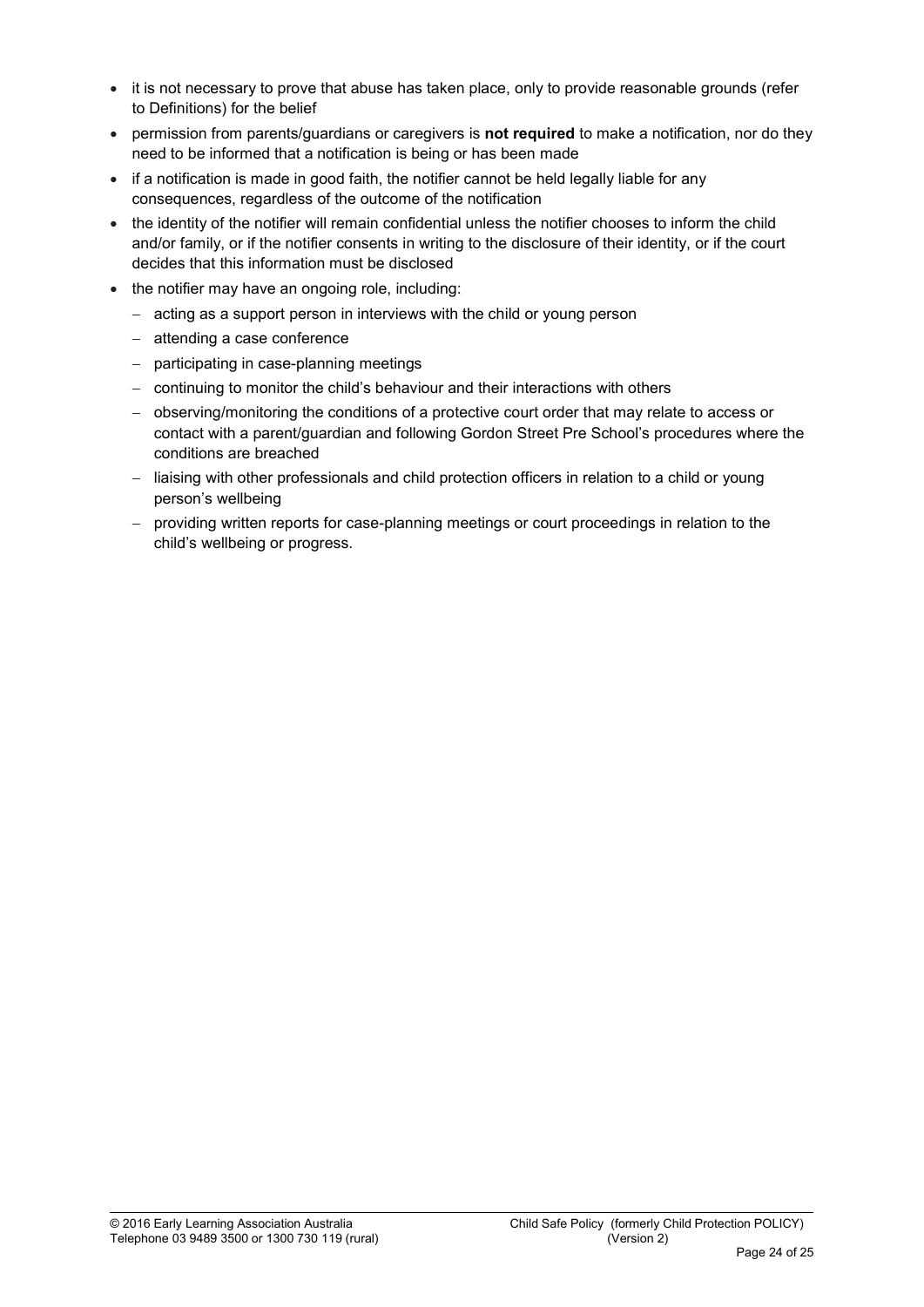- it is not necessary to prove that abuse has taken place, only to provide reasonable grounds (refer to Definitions) for the belief
- permission from parents/guardians or caregivers is **not required** to make a notification, nor do they need to be informed that a notification is being or has been made
- if a notification is made in good faith, the notifier cannot be held legally liable for any consequences, regardless of the outcome of the notification
- the identity of the notifier will remain confidential unless the notifier chooses to inform the child and/or family, or if the notifier consents in writing to the disclosure of their identity, or if the court decides that this information must be disclosed
- the notifier may have an ongoing role, including:
  - acting as a support person in interviews with the child or young person
  - attending a case conference
  - participating in case-planning meetings
  - continuing to monitor the child's behaviour and their interactions with others
  - observing/monitoring the conditions of a protective court order that may relate to access or contact with a parent/guardian and following Gordon Street Pre School's procedures where the conditions are breached
  - liaising with other professionals and child protection officers in relation to a child or young person's wellbeing
  - providing written reports for case-planning meetings or court proceedings in relation to the child's wellbeing or progress.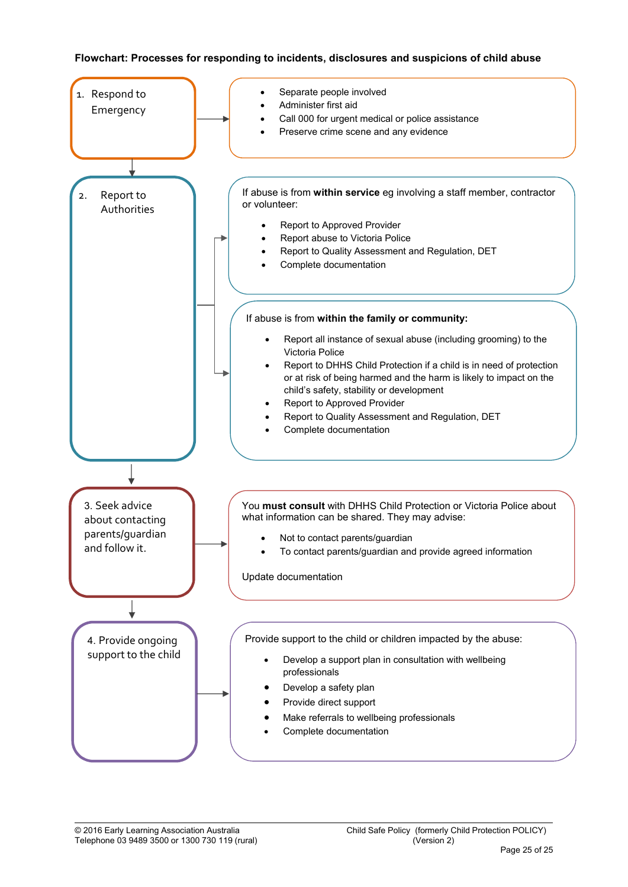**Flowchart: Processes for responding to incidents, disclosures and suspicions of child abuse**

1. Respond to Emergency

- Separate people involved
- Administer first aid
- Call 000 for urgent medical or police assistance
- Preserve crime scene and any evidence

2. Report to Authorities

If abuse is from **within service** eg involving a staff member, contractor or volunteer:

- Report to Approved Provider
- Report abuse to Victoria Police
- Report to Quality Assessment and Regulation, DET
- Complete documentation

If abuse is from **within the family or community:**

- Report all instance of sexual abuse (including grooming) to the Victoria Police
- Report to DHHS Child Protection if a child is in need of protection or at risk of being harmed and the harm is likely to impact on the child's safety, stability or development
- Report to Approved Provider
- Report to Quality Assessment and Regulation, DET
- Complete documentation

3. Seek advice about contacting parents/guardian and follow it.

You **must consult** with DHHS Child Protection or Victoria Police about what information can be shared. They may advise:

- Not to contact parents/guardian
- To contact parents/guardian and provide agreed information

Update documentation

4. Provide ongoing support to the child

Provide support to the child or children impacted by the abuse:

- Develop a support plan in consultation with wellbeing professionals
- Develop a safety plan
- Provide direct support
- Make referrals to wellbeing professionals
- Complete documentation